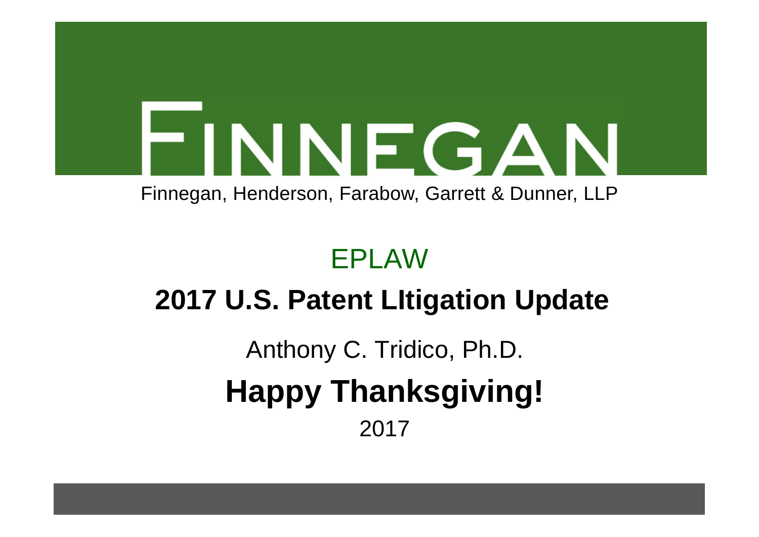# FINNEGAN

Finnegan, Henderson, Farabow, Garrett & Dunner, LLP

EPLAW

## 2017 U.S. Patent LItigation Update

Anthony C. Tridico, Ph.D.

## Happy Thanksgiving!

2017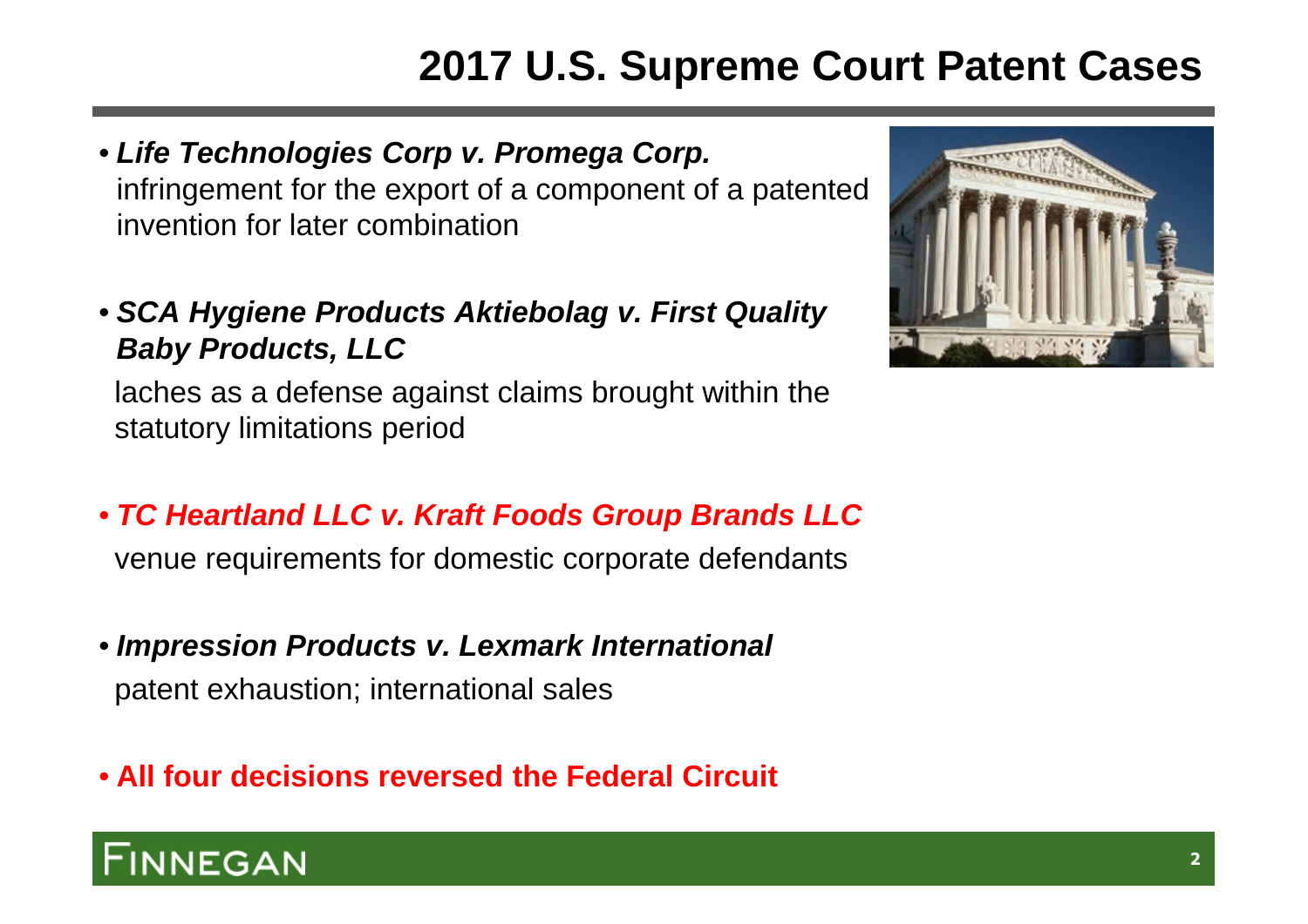# 2017 U.S. Supreme Court Patent Cases

- ***Life Technologies Corp v. Promega Corp.***
  infringement for the export of a component of a patented invention for later combination

- ***SCA Hygiene Products Aktiebolag v. First Quality Baby Products, LLC***
  laches as a defense against claims brought within the statutory limitations period

- ***TC Heartland LLC v. Kraft Foods Group Brands LLC***
  venue requirements for domestic corporate defendants

- ***Impression Products v. Lexmark International***
  patent exhaustion; international sales

- **All four decisions reversed the Federal Circuit**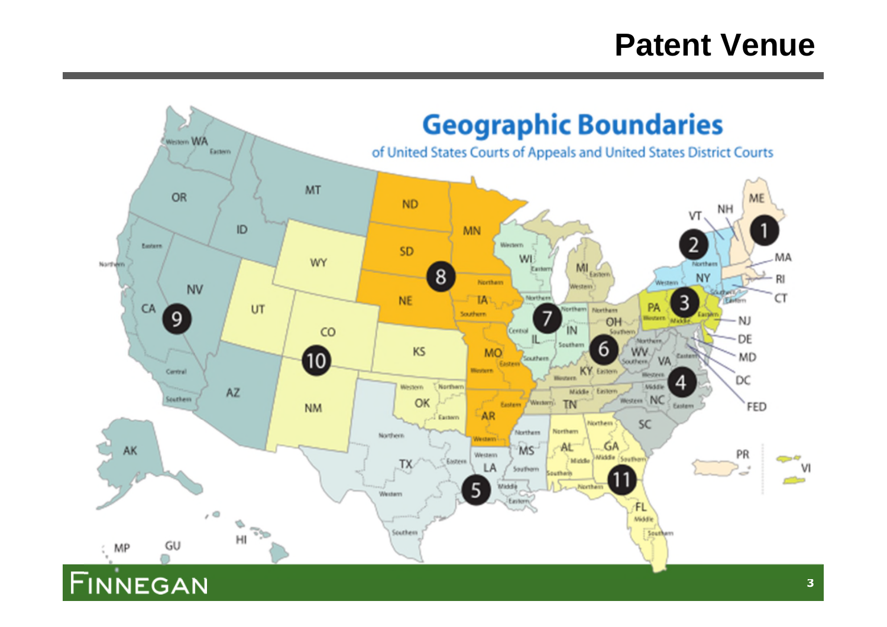# Patent Venue

## Geographic Boundaries

of United States Courts of Appeals and United States District Courts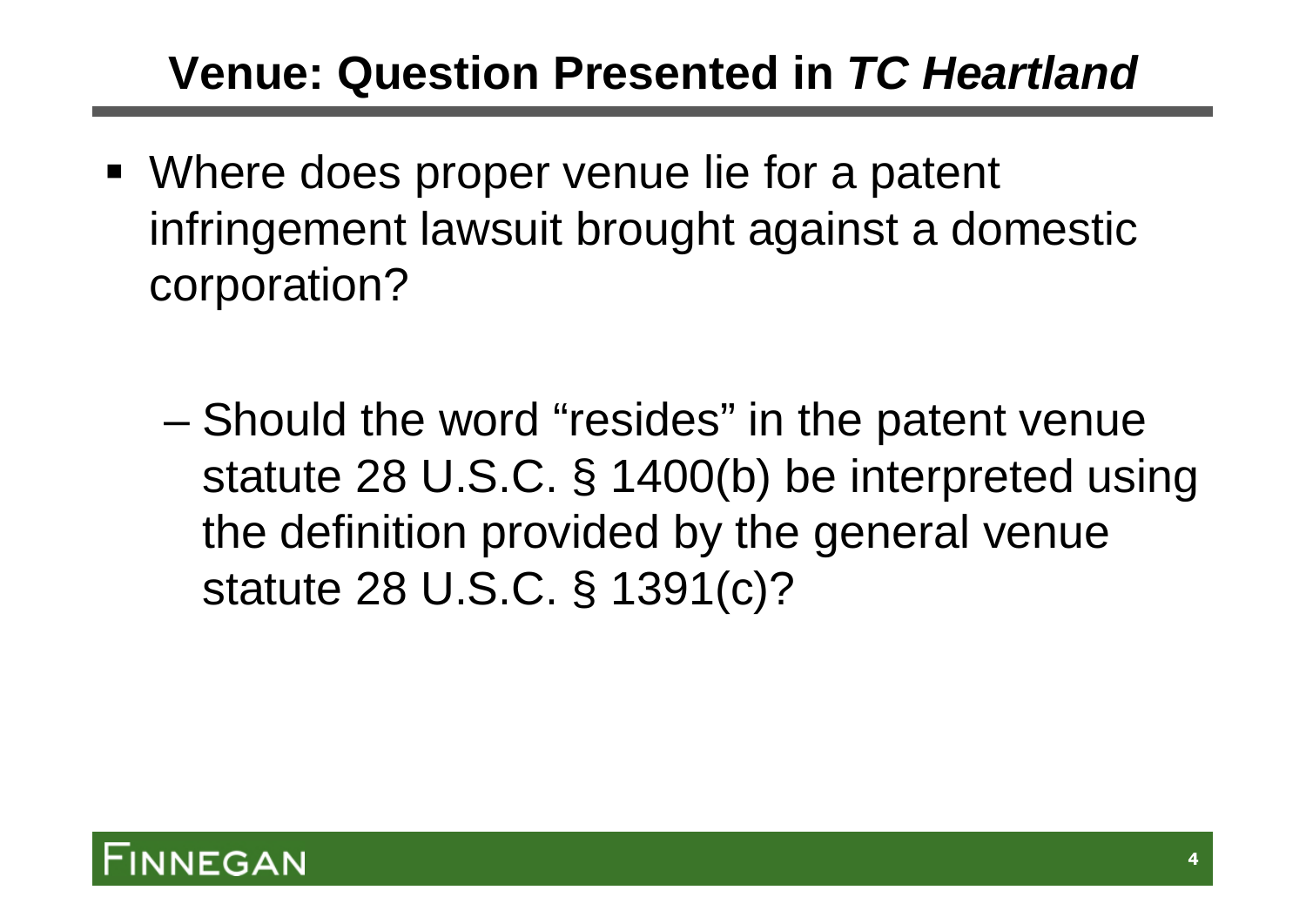# Venue: Question Presented in *TC Heartland*

- Where does proper venue lie for a patent infringement lawsuit brought against a domestic corporation?
  - Should the word "resides" in the patent venue statute 28 U.S.C. § 1400(b) be interpreted using the definition provided by the general venue statute 28 U.S.C. § 1391(c)?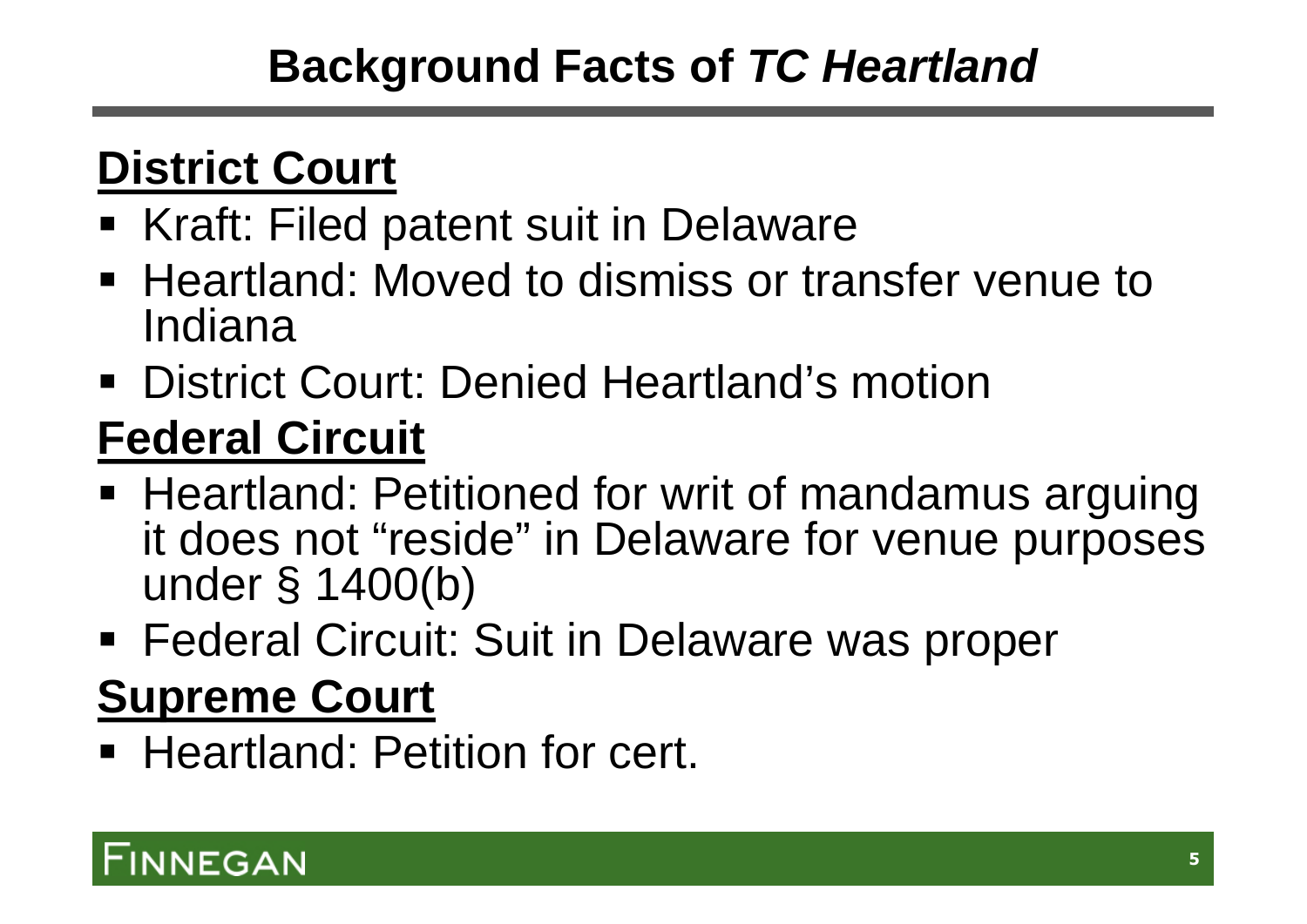# Background Facts of *TC Heartland*

## District Court

- Kraft: Filed patent suit in Delaware
- Heartland: Moved to dismiss or transfer venue to Indiana
- District Court: Denied Heartland's motion

## Federal Circuit

- Heartland: Petitioned for writ of mandamus arguing it does not "reside" in Delaware for venue purposes under § 1400(b)
- Federal Circuit: Suit in Delaware was proper

## Supreme Court

- Heartland: Petition for cert.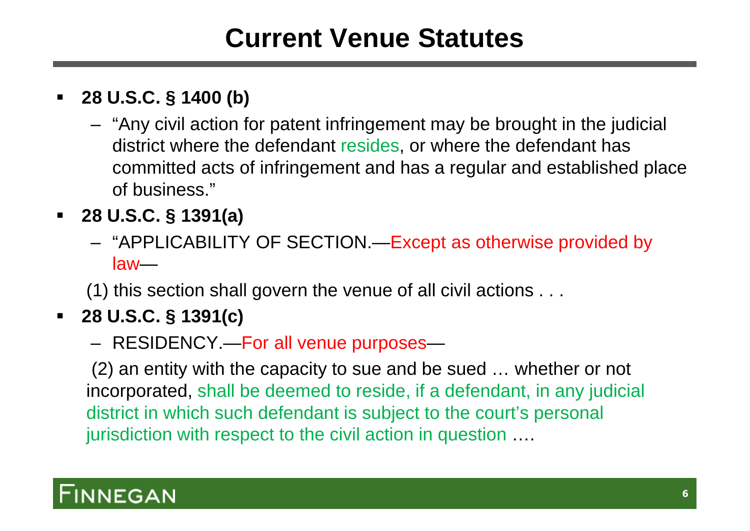# Current Venue Statutes

- **28 U.S.C. § 1400 (b)**
  - "Any civil action for patent infringement may be brought in the judicial district where the defendant resides, or where the defendant has committed acts of infringement and has a regular and established place of business."
- **28 U.S.C. § 1391(a)**
  - "APPLICABILITY OF SECTION.—Except as otherwise provided by law—

  (1) this section shall govern the venue of all civil actions . . .
- **28 U.S.C. § 1391(c)**
  - RESIDENCY.—For all venue purposes—

  (2) an entity with the capacity to sue and be sued … whether or not incorporated, shall be deemed to reside, if a defendant, in any judicial district in which such defendant is subject to the court's personal jurisdiction with respect to the civil action in question ….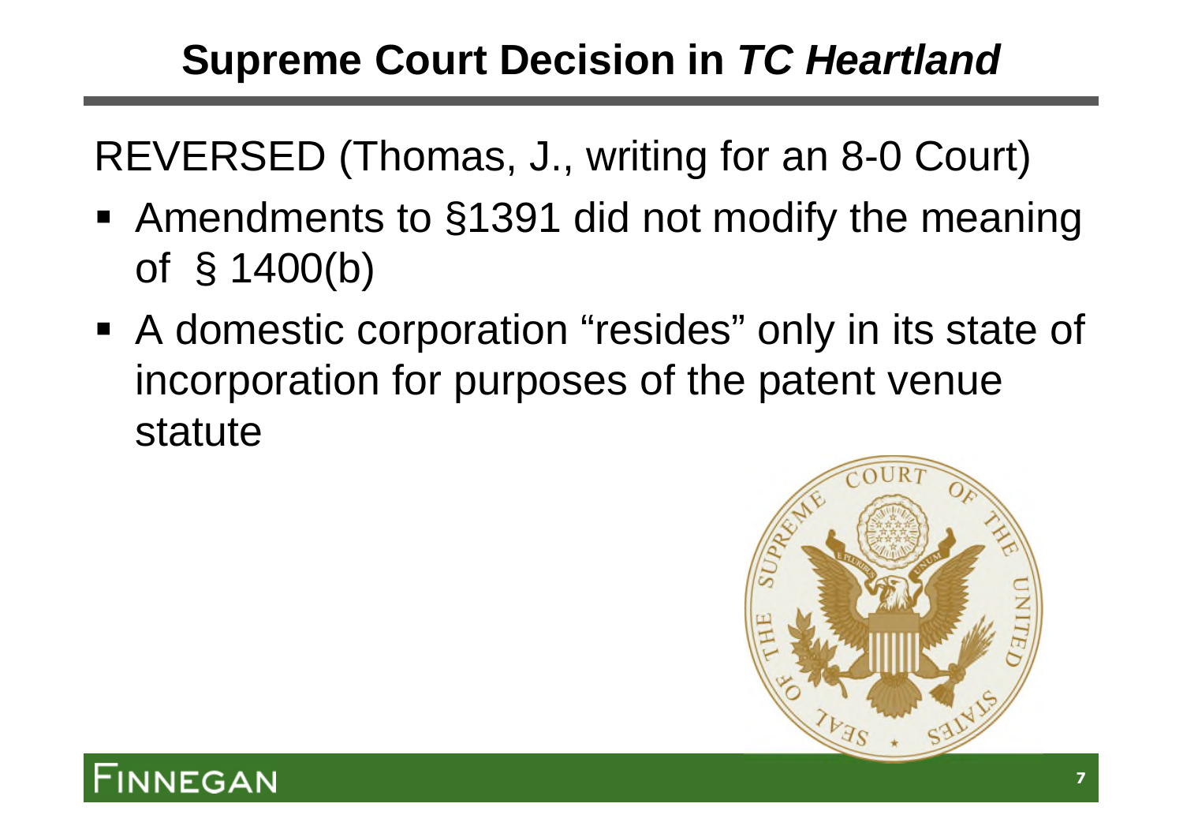# Supreme Court Decision in *TC Heartland*

REVERSED (Thomas, J., writing for an 8-0 Court)

- Amendments to §1391 did not modify the meaning of § 1400(b)
- A domestic corporation "resides" only in its state of incorporation for purposes of the patent venue statute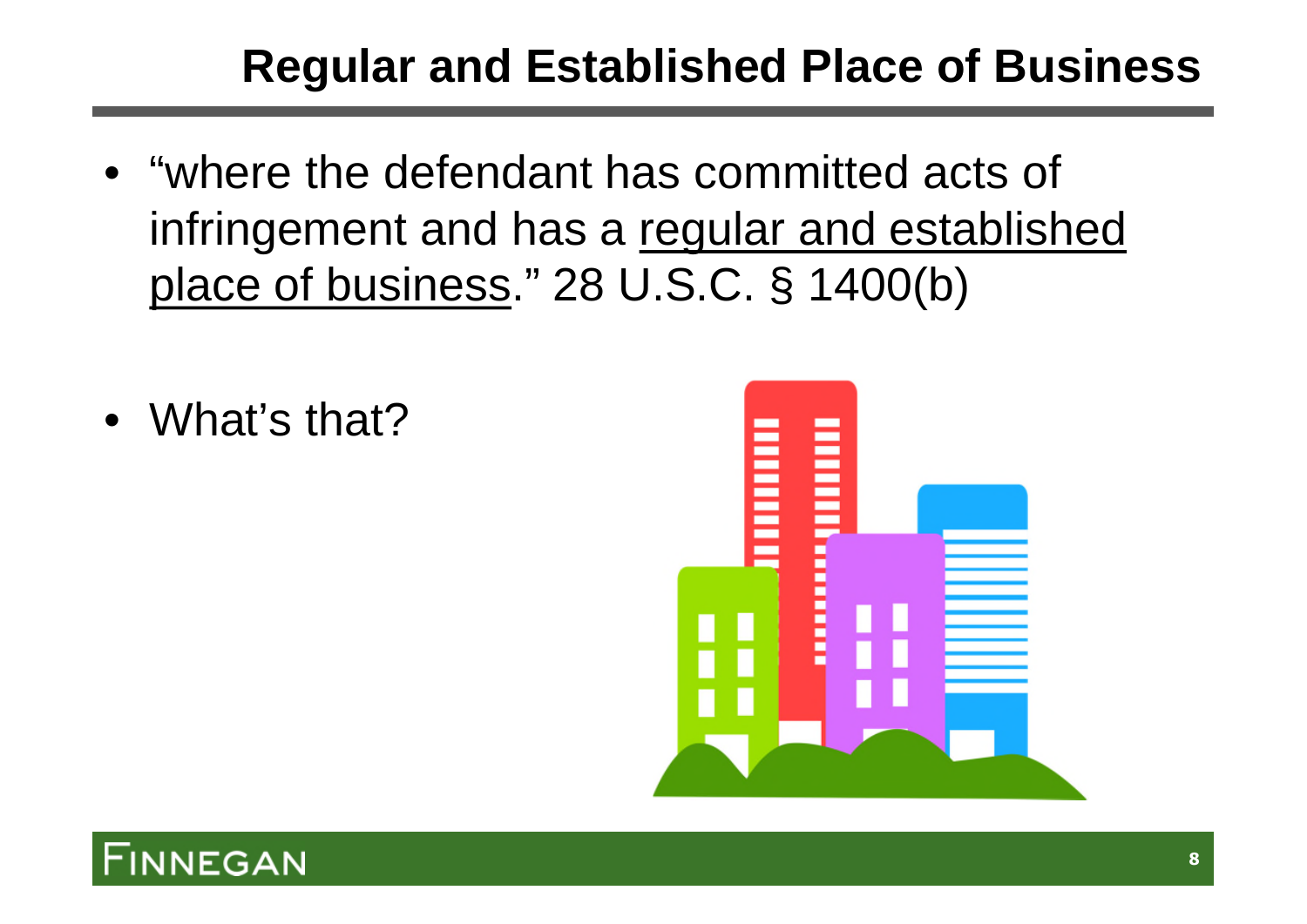# Regular and Established Place of Business

- "where the defendant has committed acts of infringement and has a <u>regular and established place of business</u>." 28 U.S.C. § 1400(b)

- What's that?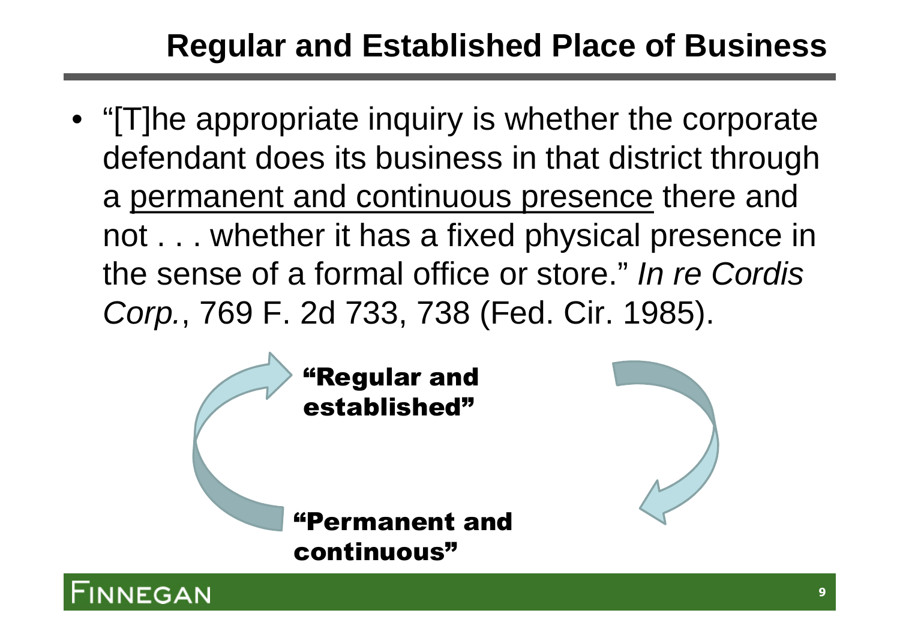# Regular and Established Place of Business

- "[T]he appropriate inquiry is whether the corporate defendant does its business in that district through a <u>permanent and continuous presence</u> there and not . . . whether it has a fixed physical presence in the sense of a formal office or store." *In re Cordis Corp.*, 769 F. 2d 733, 738 (Fed. Cir. 1985).

**"Regular and established"**

**"Permanent and continuous"**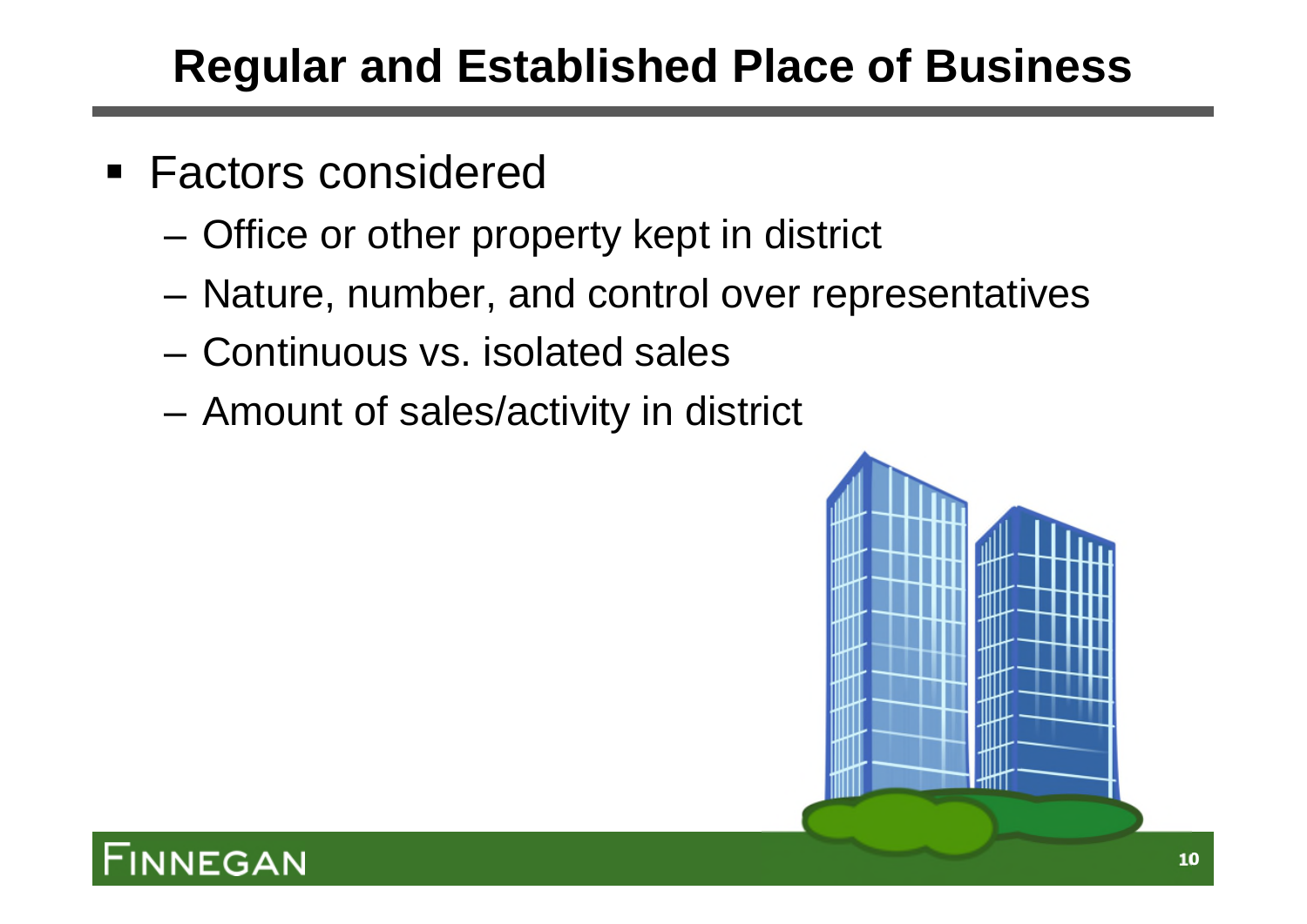# Regular and Established Place of Business

- Factors considered
  - Office or other property kept in district
  - Nature, number, and control over representatives
  - Continuous vs. isolated sales
  - Amount of sales/activity in district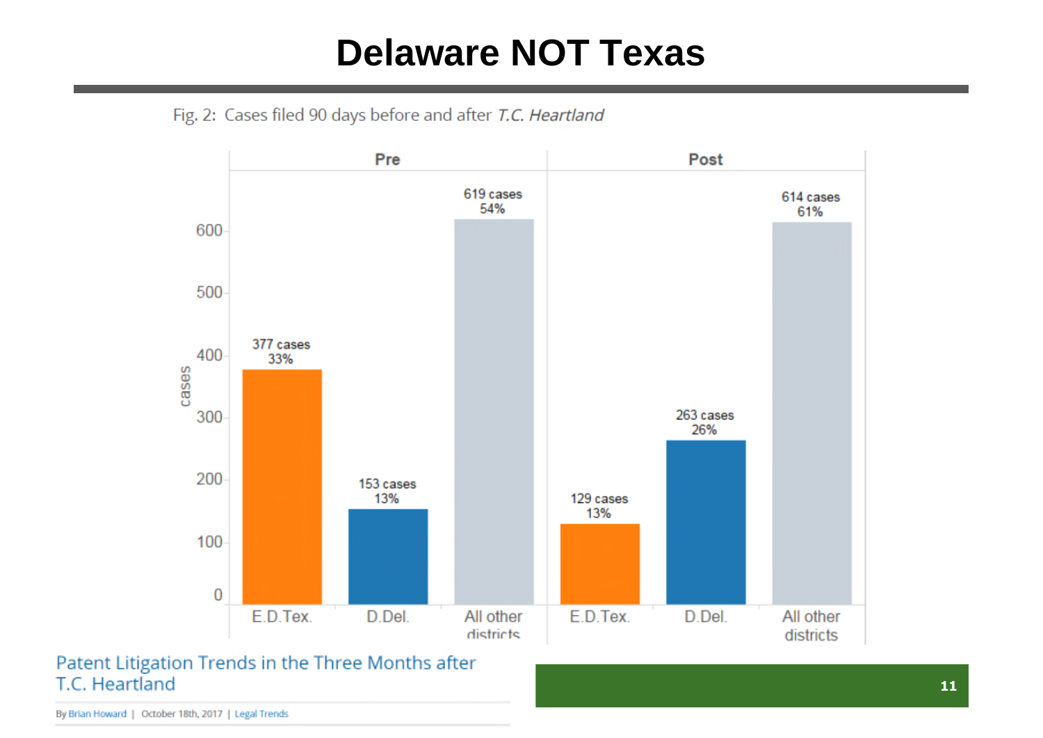# Delaware NOT Texas

Fig. 2: Cases filed 90 days before and after *T.C. Heartland*

| | Pre | | | Post | | |
|---|---|---|---|---|---|---|
| | E.D.Tex. | D.Del. | All other districts | E.D.Tex. | D.Del. | All other districts |
| cases | 377 cases | 153 cases | 619 cases | 129 cases | 263 cases | 614 cases |
| % | 33% | 13% | 54% | 13% | 26% | 61% |

Patent Litigation Trends in the Three Months after T.C. Heartland

By Brian Howard | October 18th, 2017 | Legal Trends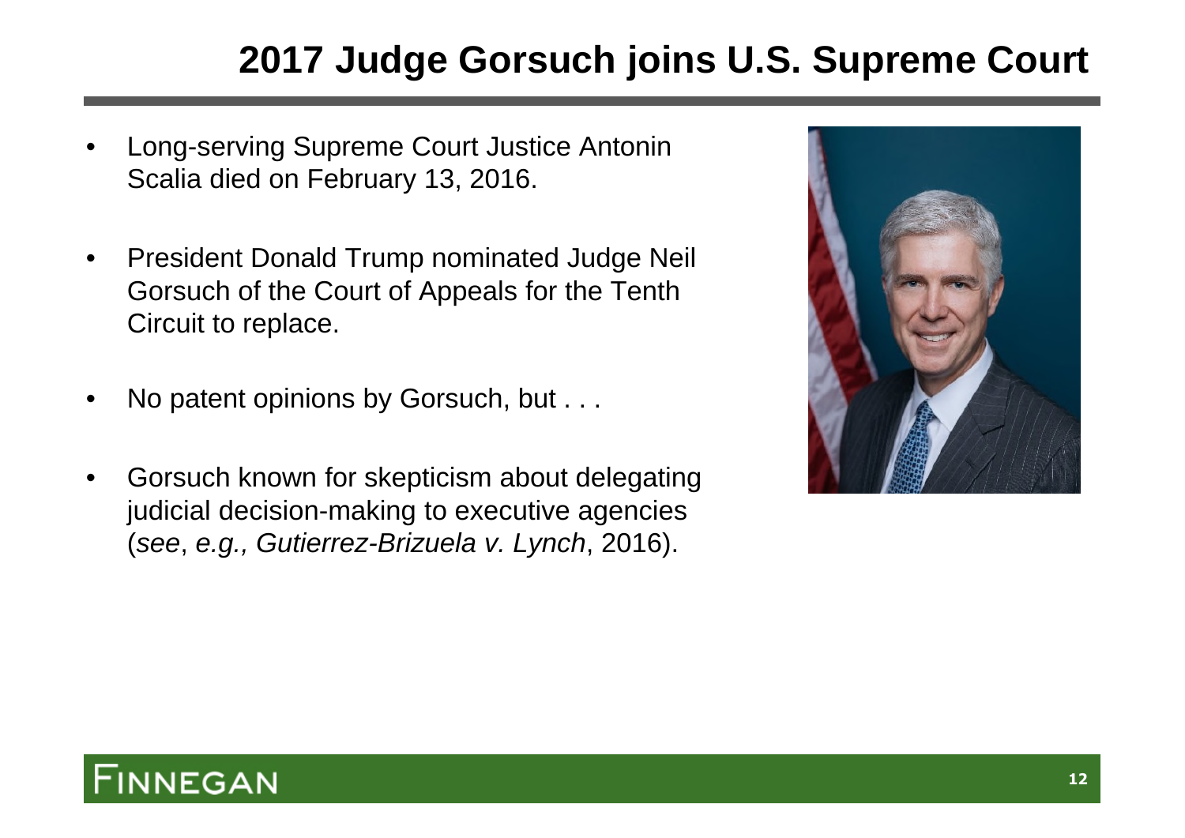# 2017 Judge Gorsuch joins U.S. Supreme Court

- Long-serving Supreme Court Justice Antonin Scalia died on February 13, 2016.
- President Donald Trump nominated Judge Neil Gorsuch of the Court of Appeals for the Tenth Circuit to replace.
- No patent opinions by Gorsuch, but . . .
- Gorsuch known for skepticism about delegating judicial decision-making to executive agencies (*see*, *e.g., Gutierrez-Brizuela v. Lynch*, 2016).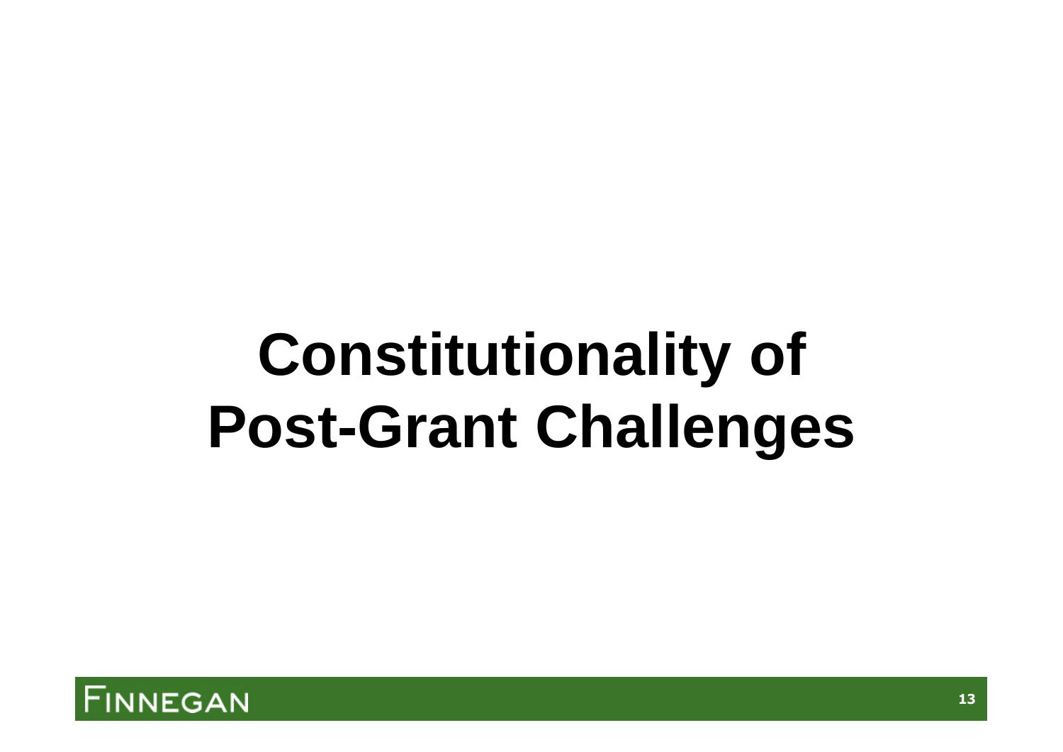# Constitutionality of Post-Grant Challenges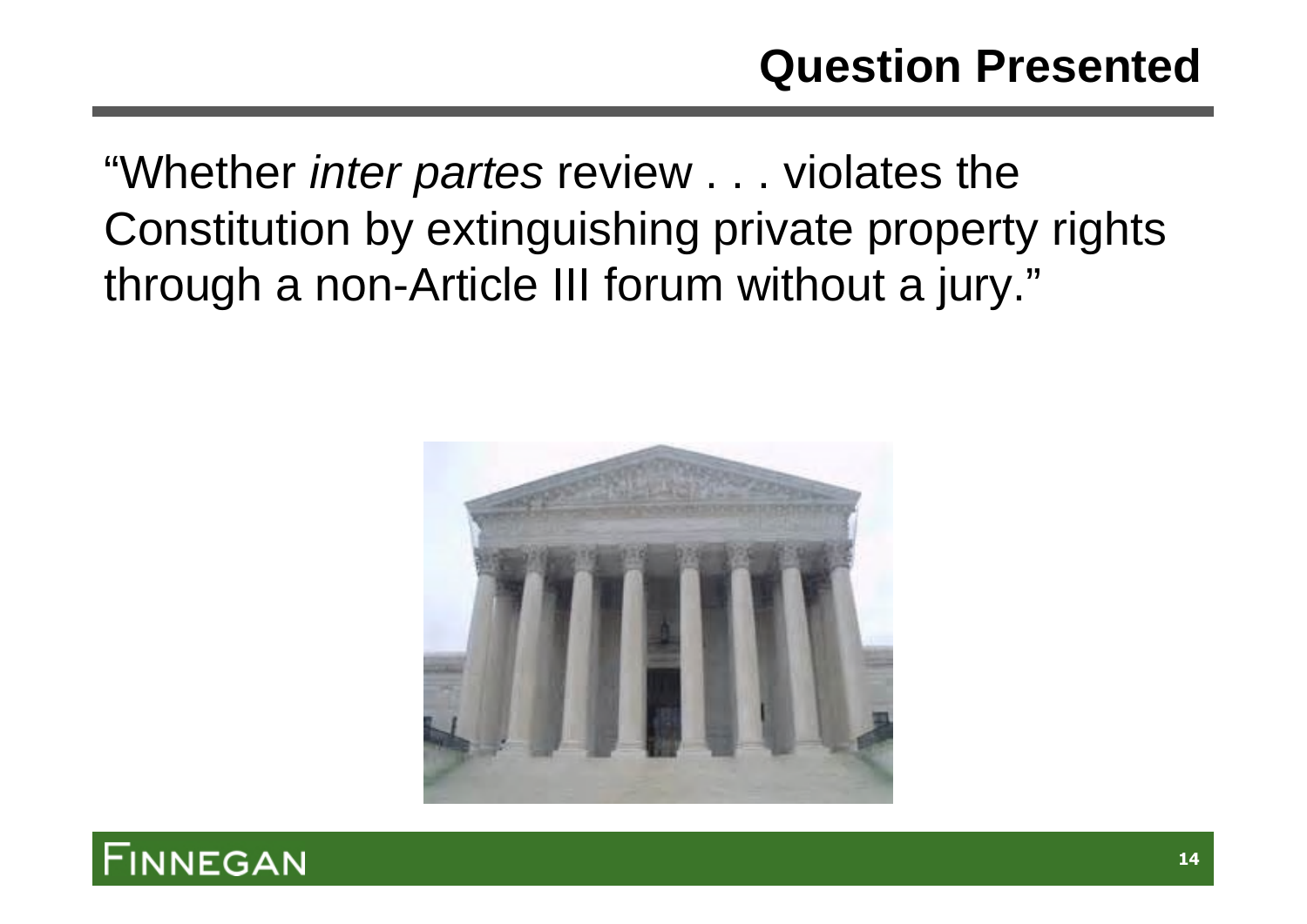# Question Presented

"Whether *inter partes* review . . . violates the Constitution by extinguishing private property rights through a non-Article III forum without a jury."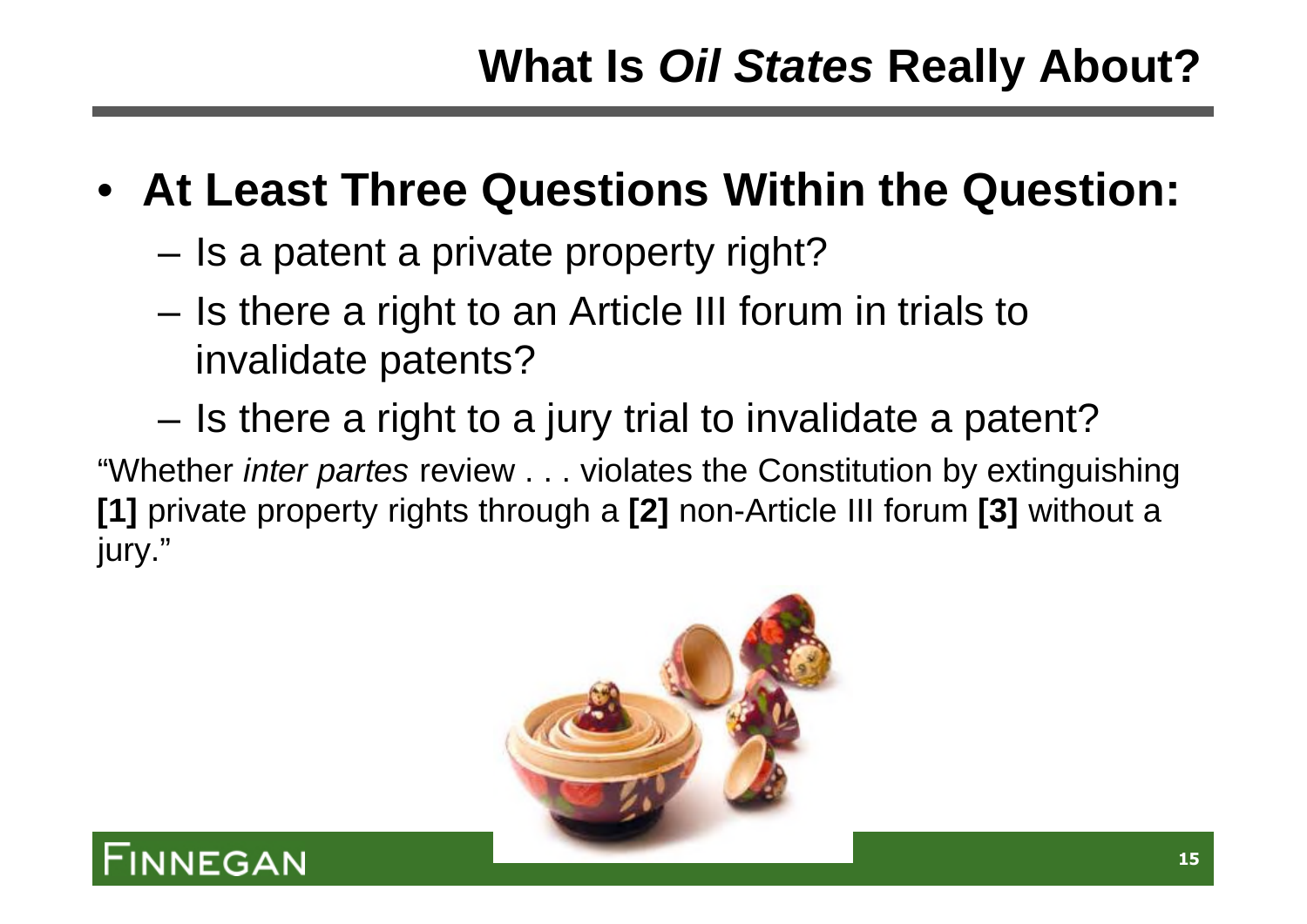# What Is *Oil States* Really About?

- **At Least Three Questions Within the Question:**
  - Is a patent a private property right?
  - Is there a right to an Article III forum in trials to invalidate patents?
  - Is there a right to a jury trial to invalidate a patent?

"Whether *inter partes* review . . . violates the Constitution by extinguishing **[1]** private property rights through a **[2]** non-Article III forum **[3]** without a jury."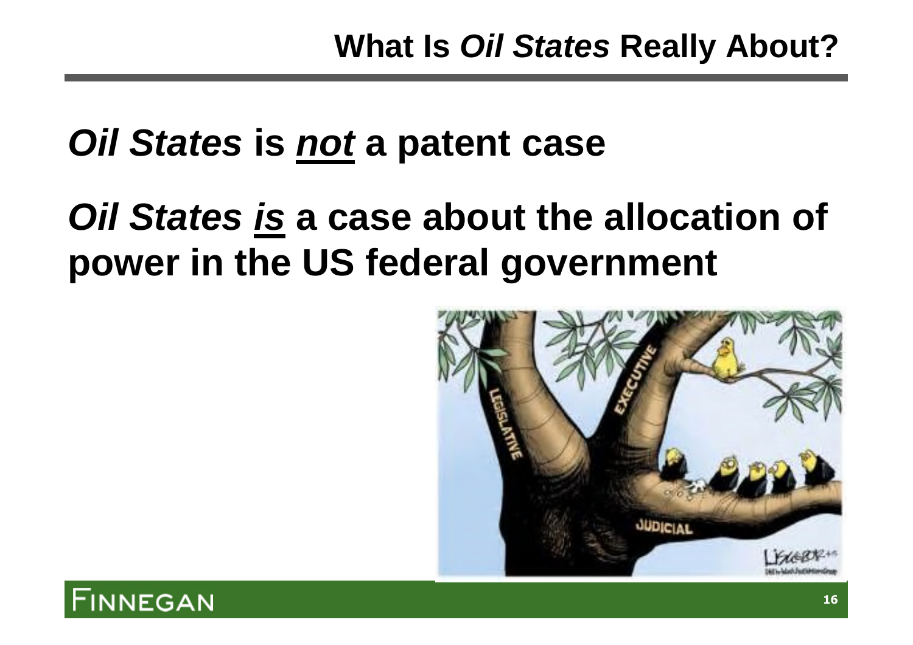## What Is *Oil States* Really About?

# *Oil States* is ***not*** a patent case

# *Oil States* ***is*** a case about the allocation of power in the US federal government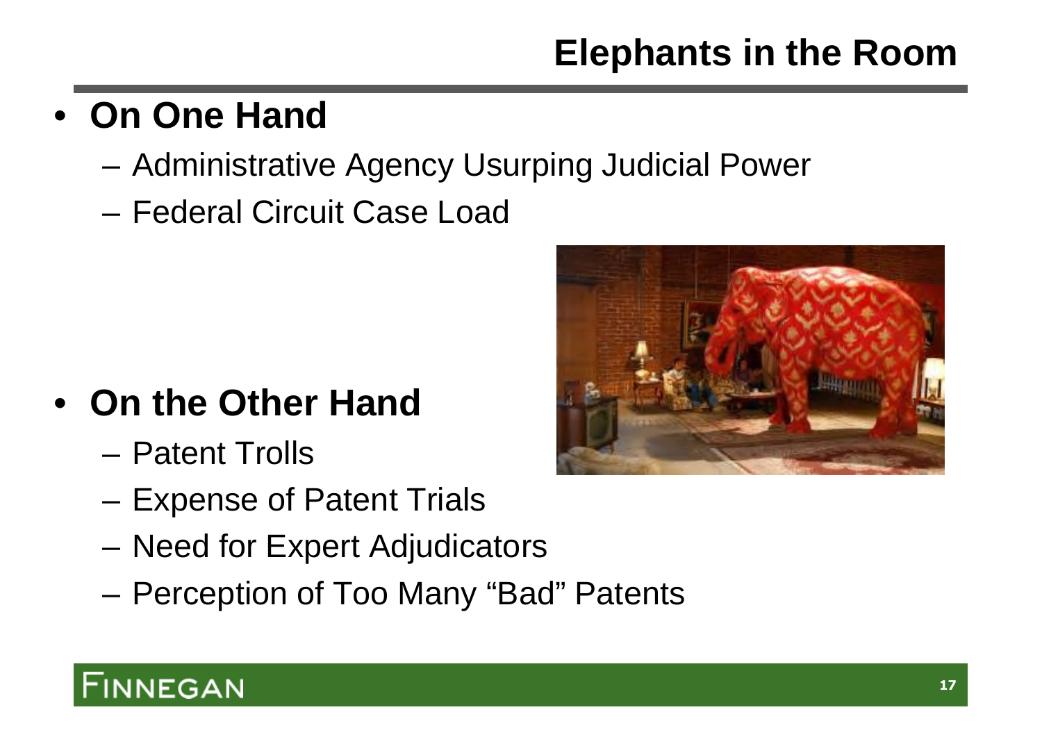# Elephants in the Room

- **On One Hand**
  - Administrative Agency Usurping Judicial Power
  - Federal Circuit Case Load
- **On the Other Hand**
  - Patent Trolls
  - Expense of Patent Trials
  - Need for Expert Adjudicators
  - Perception of Too Many "Bad" Patents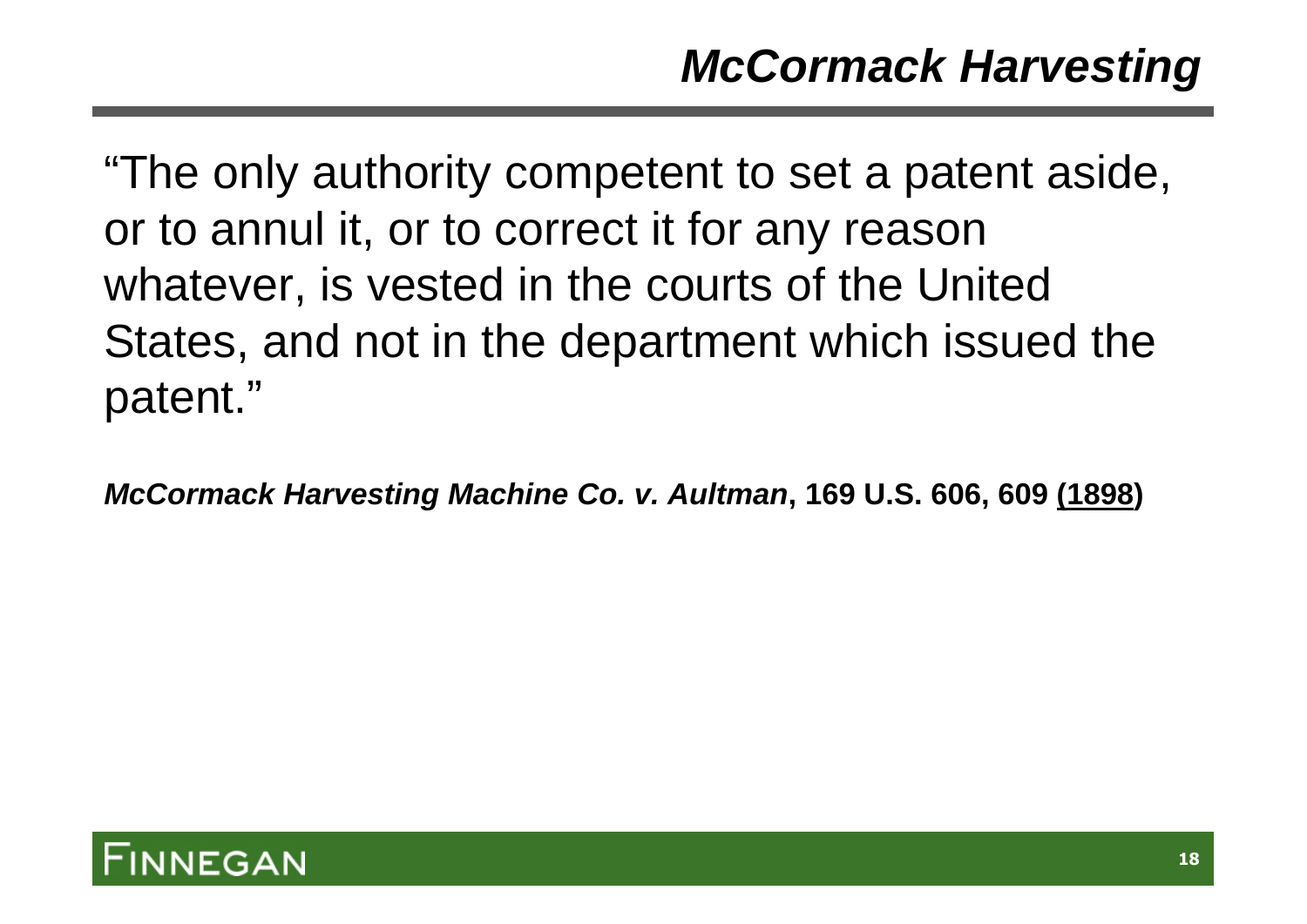# *McCormack Harvesting*

"The only authority competent to set a patent aside, or to annul it, or to correct it for any reason whatever, is vested in the courts of the United States, and not in the department which issued the patent."

***McCormack Harvesting Machine Co. v. Aultman*, 169 U.S. 606, 609 (1898)**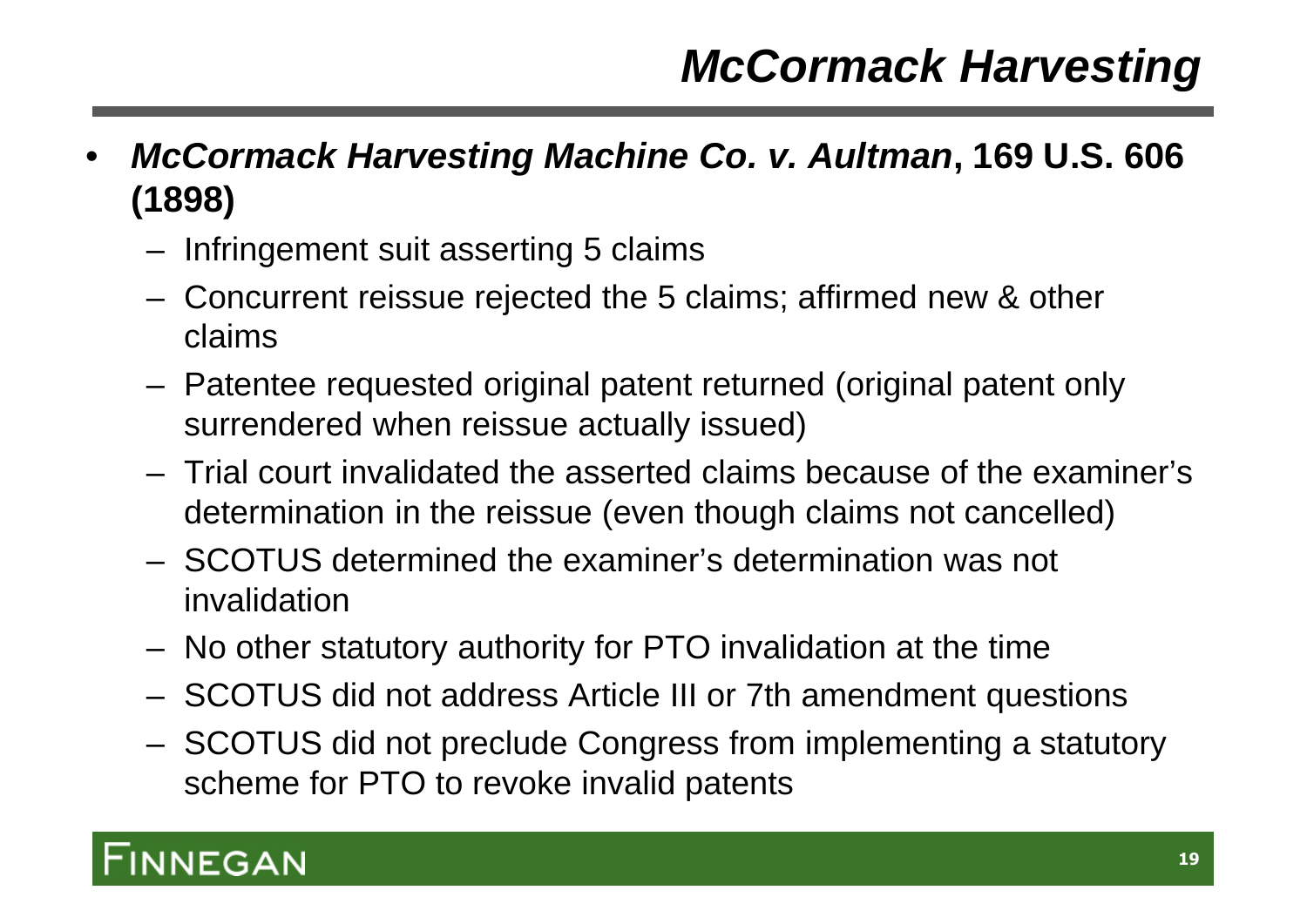# *McCormack Harvesting*

- ***McCormack Harvesting Machine Co. v. Aultman*, 169 U.S. 606 (1898)**
  - Infringement suit asserting 5 claims
  - Concurrent reissue rejected the 5 claims; affirmed new & other claims
  - Patentee requested original patent returned (original patent only surrendered when reissue actually issued)
  - Trial court invalidated the asserted claims because of the examiner's determination in the reissue (even though claims not cancelled)
  - SCOTUS determined the examiner's determination was not invalidation
  - No other statutory authority for PTO invalidation at the time
  - SCOTUS did not address Article III or 7th amendment questions
  - SCOTUS did not preclude Congress from implementing a statutory scheme for PTO to revoke invalid patents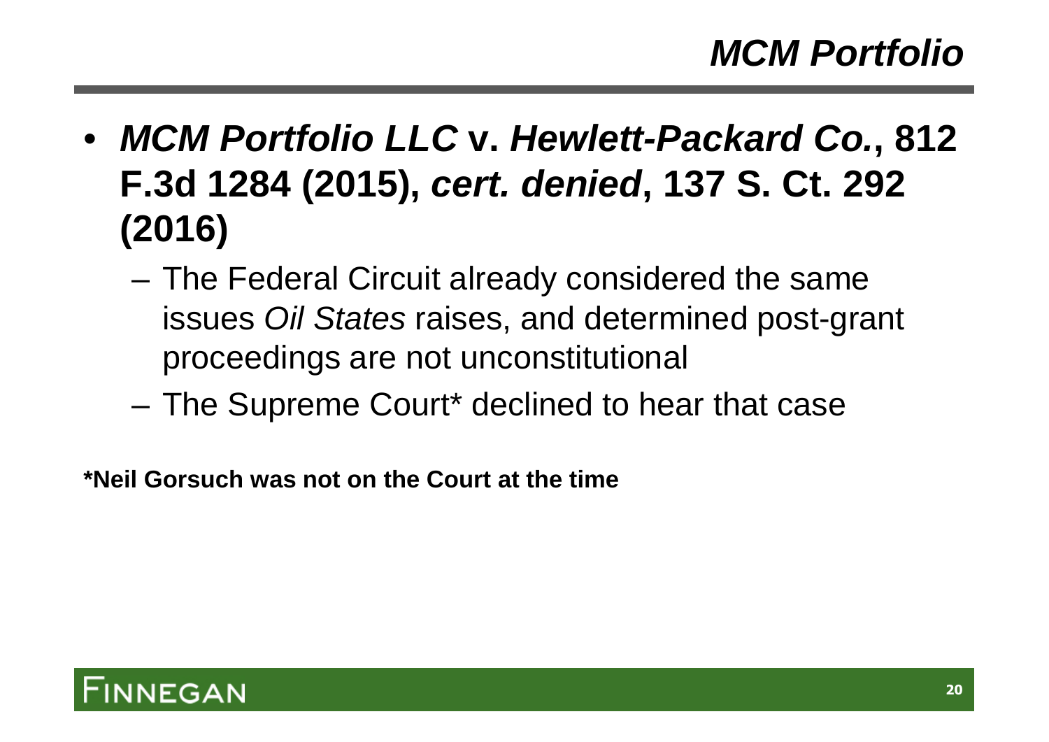# *MCM Portfolio*

- ***MCM Portfolio LLC* v. *Hewlett-Packard Co.*, 812 F.3d 1284 (2015), *cert. denied*, 137 S. Ct. 292 (2016)**
  - The Federal Circuit already considered the same issues *Oil States* raises, and determined post-grant proceedings are not unconstitutional
  - The Supreme Court* declined to hear that case

**\*Neil Gorsuch was not on the Court at the time**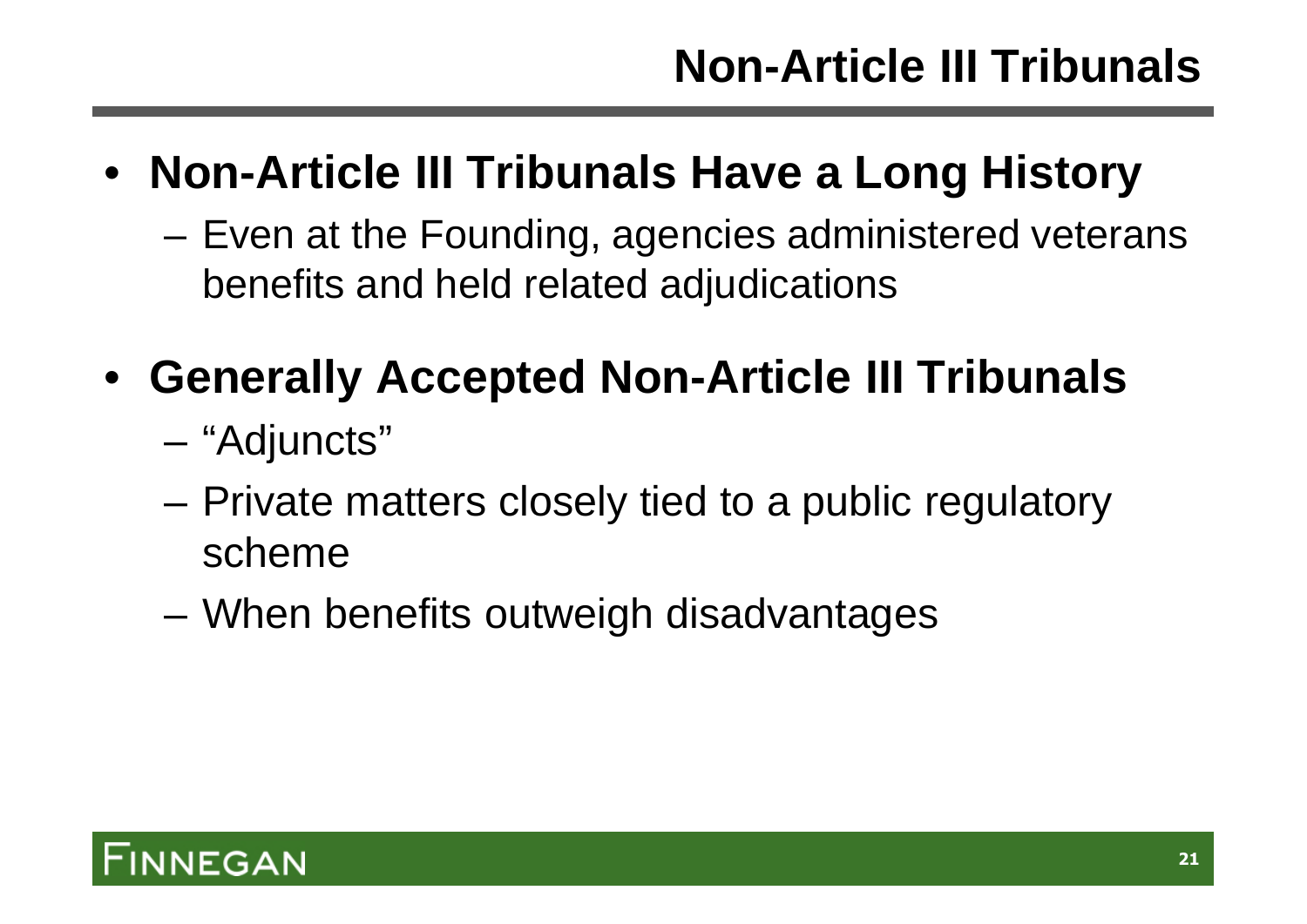# Non-Article III Tribunals

- **Non-Article III Tribunals Have a Long History**
  - Even at the Founding, agencies administered veterans benefits and held related adjudications
- **Generally Accepted Non-Article III Tribunals**
  - "Adjuncts"
  - Private matters closely tied to a public regulatory scheme
  - When benefits outweigh disadvantages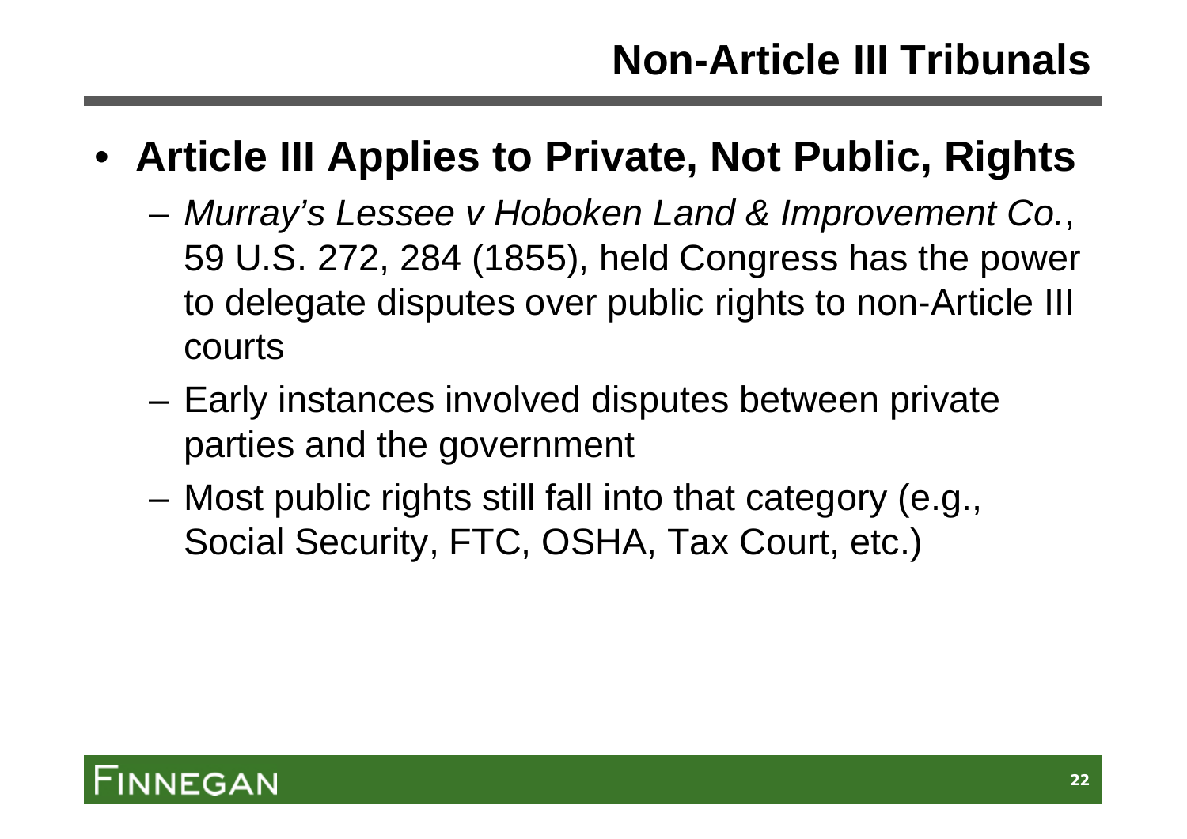# Non-Article III Tribunals

- **Article III Applies to Private, Not Public, Rights**
  - *Murray's Lessee v Hoboken Land & Improvement Co.*, 59 U.S. 272, 284 (1855), held Congress has the power to delegate disputes over public rights to non-Article III courts
  - Early instances involved disputes between private parties and the government
  - Most public rights still fall into that category (e.g., Social Security, FTC, OSHA, Tax Court, etc.)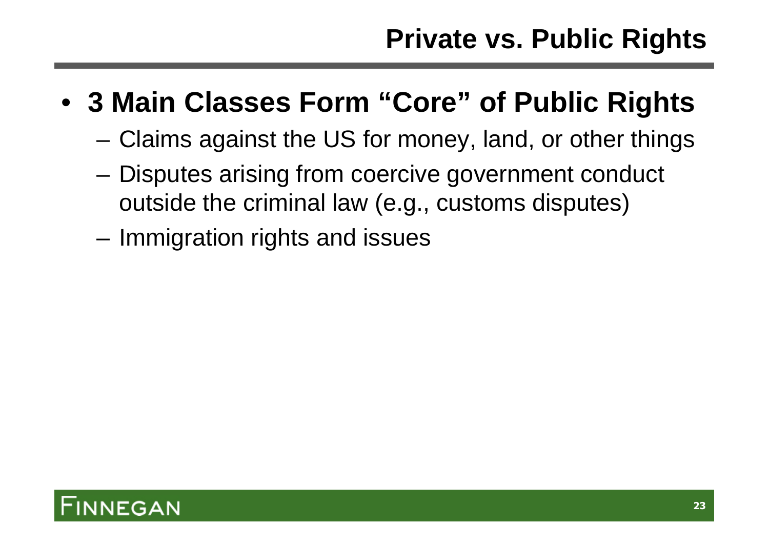# Private vs. Public Rights

- **3 Main Classes Form "Core" of Public Rights**
  - Claims against the US for money, land, or other things
  - Disputes arising from coercive government conduct outside the criminal law (e.g., customs disputes)
  - Immigration rights and issues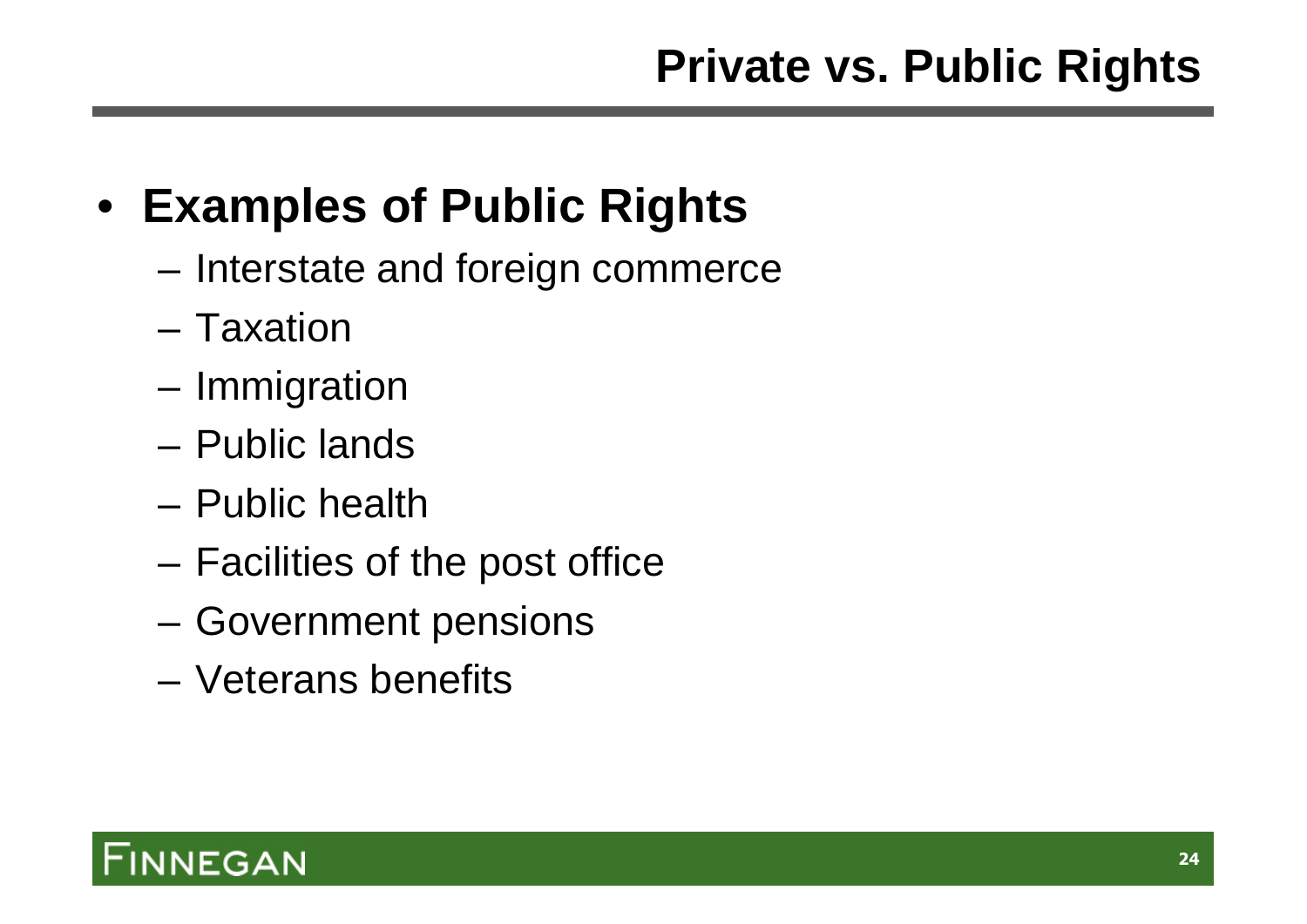# Private vs. Public Rights

- **Examples of Public Rights**
  - Interstate and foreign commerce
  - Taxation
  - Immigration
  - Public lands
  - Public health
  - Facilities of the post office
  - Government pensions
  - Veterans benefits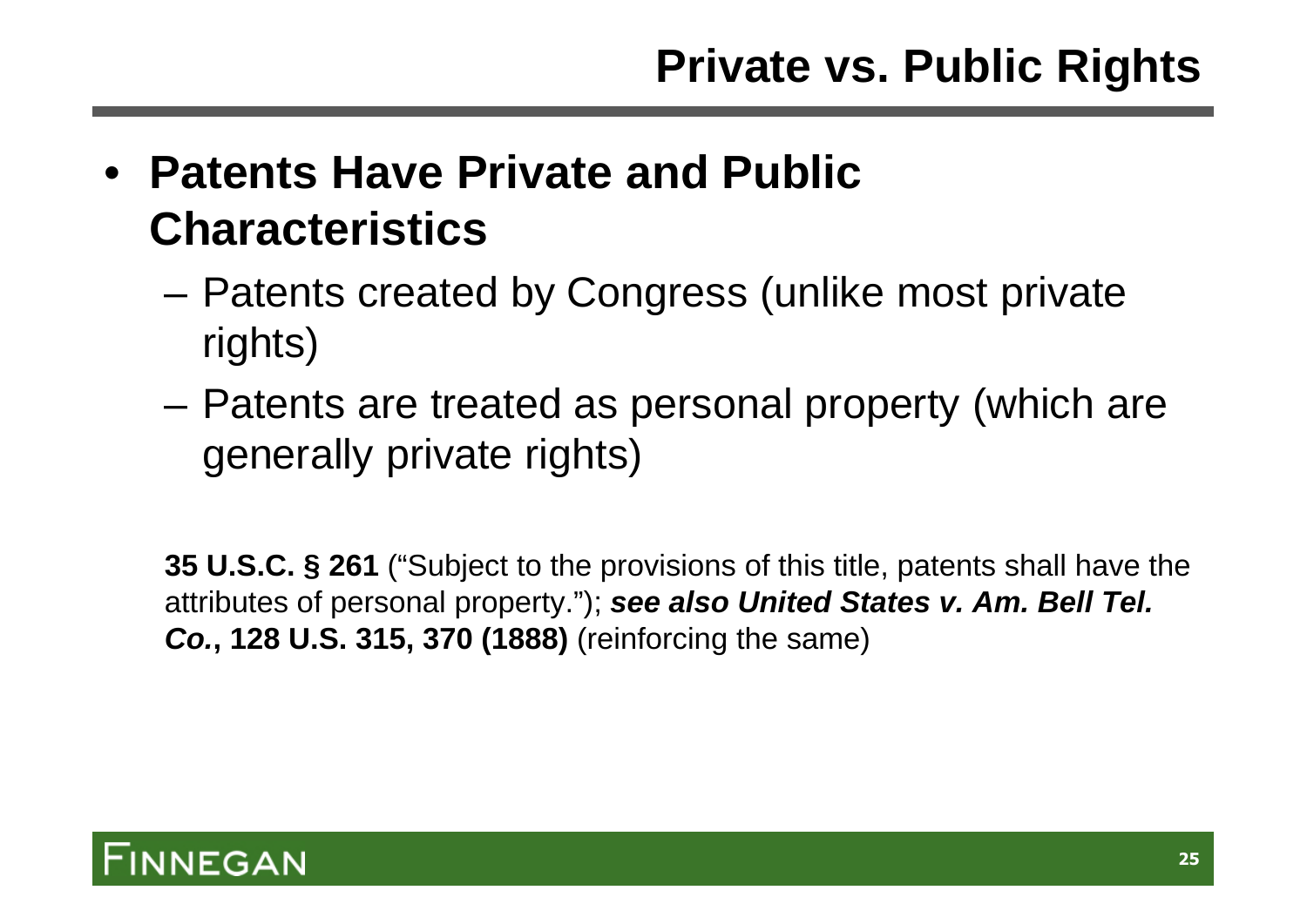# Private vs. Public Rights

- **Patents Have Private and Public Characteristics**
  - Patents created by Congress (unlike most private rights)
  - Patents are treated as personal property (which are generally private rights)

**35 U.S.C. § 261** ("Subject to the provisions of this title, patents shall have the attributes of personal property."); ***see also United States v. Am. Bell Tel. Co.*, 128 U.S. 315, 370 (1888)** (reinforcing the same)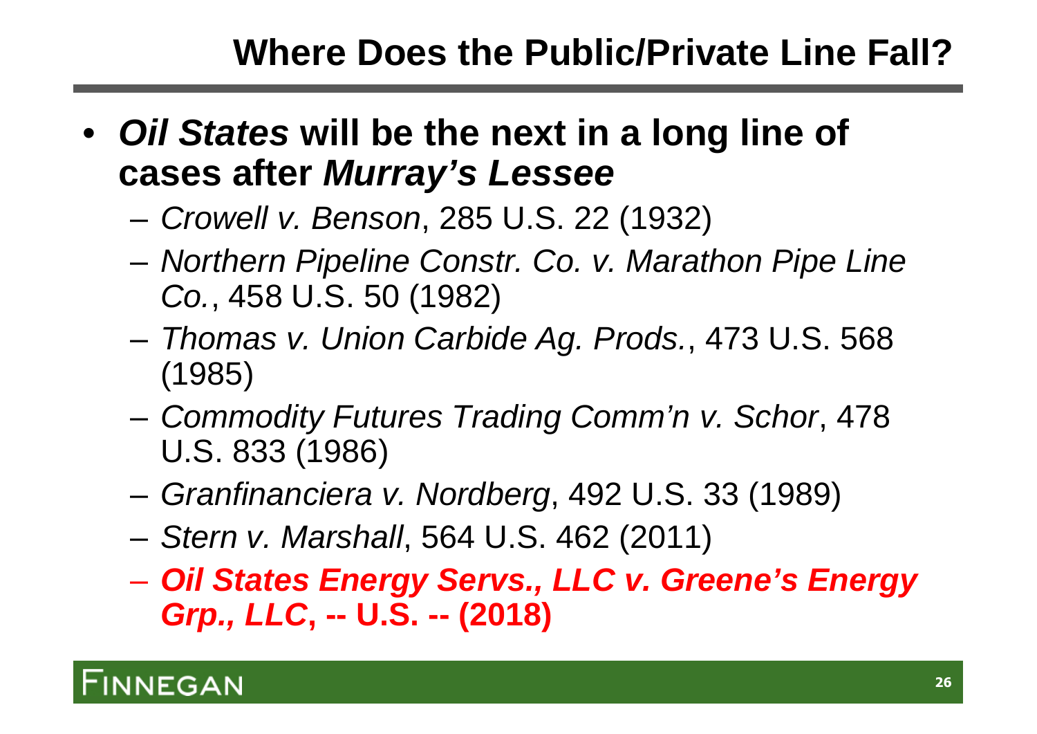# Where Does the Public/Private Line Fall?

- ***Oil States* will be the next in a long line of cases after *Murray's Lessee***
  - *Crowell v. Benson*, 285 U.S. 22 (1932)
  - *Northern Pipeline Constr. Co. v. Marathon Pipe Line Co.*, 458 U.S. 50 (1982)
  - *Thomas v. Union Carbide Ag. Prods.*, 473 U.S. 568 (1985)
  - *Commodity Futures Trading Comm'n v. Schor*, 478 U.S. 833 (1986)
  - *Granfinanciera v. Nordberg*, 492 U.S. 33 (1989)
  - *Stern v. Marshall*, 564 U.S. 462 (2011)
  - ***Oil States Energy Servs., LLC v. Greene's Energy Grp., LLC*, -- U.S. -- (2018)**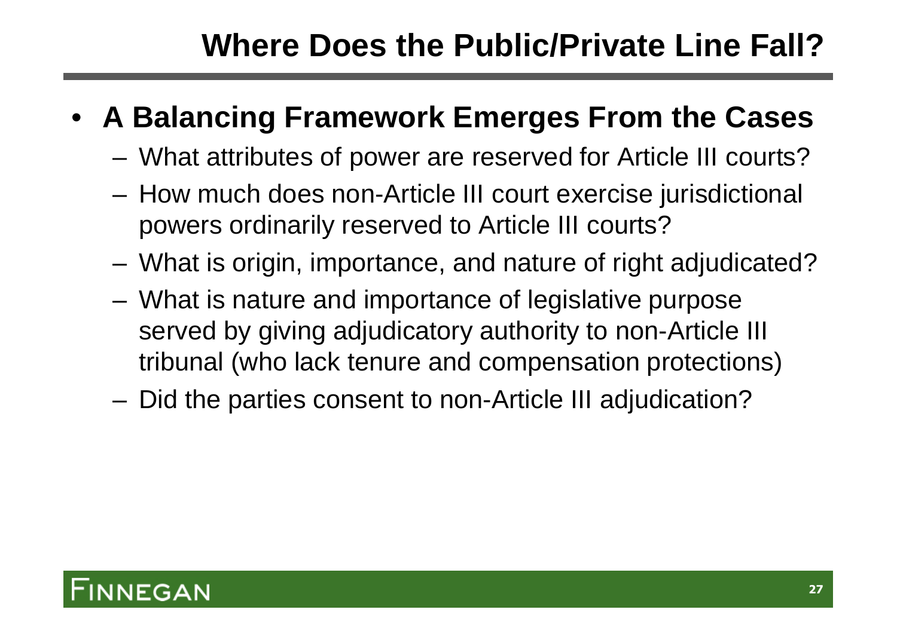# Where Does the Public/Private Line Fall?

- **A Balancing Framework Emerges From the Cases**
  - What attributes of power are reserved for Article III courts?
  - How much does non-Article III court exercise jurisdictional powers ordinarily reserved to Article III courts?
  - What is origin, importance, and nature of right adjudicated?
  - What is nature and importance of legislative purpose served by giving adjudicatory authority to non-Article III tribunal (who lack tenure and compensation protections)
  - Did the parties consent to non-Article III adjudication?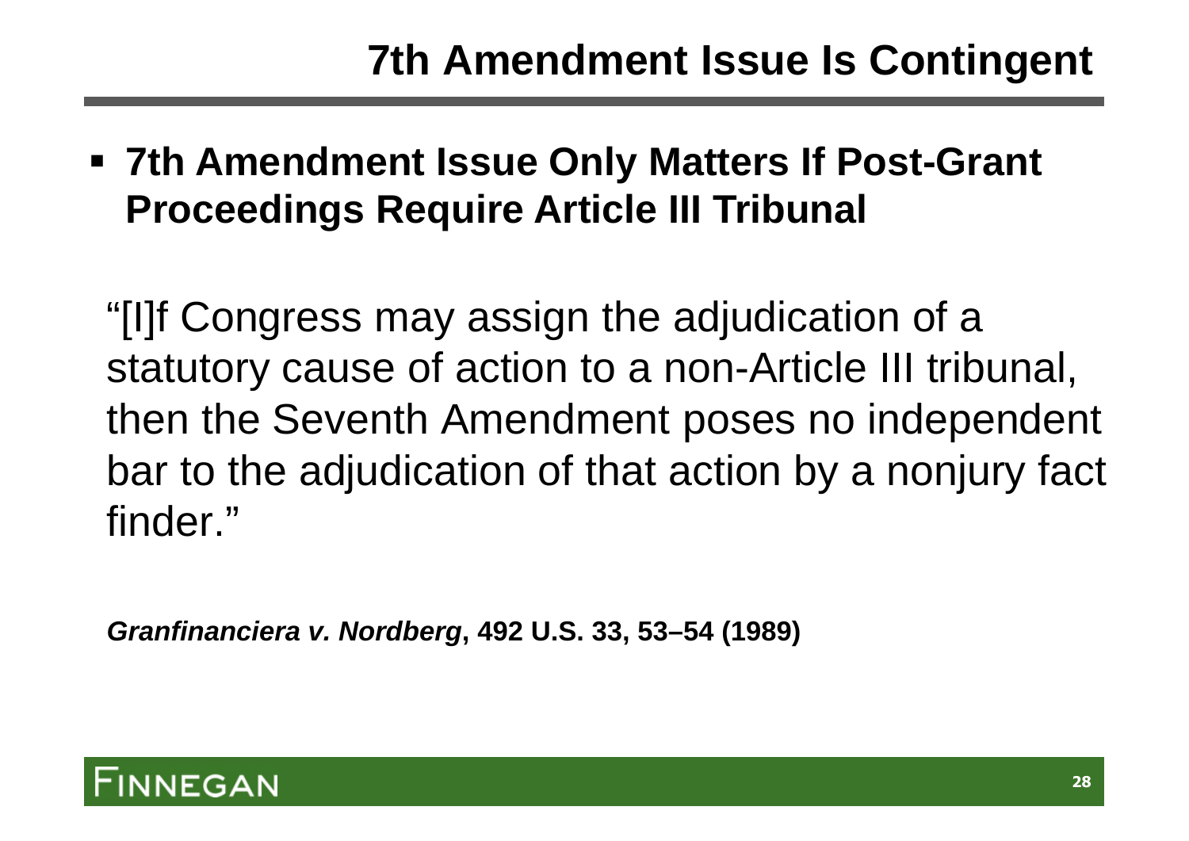# 7th Amendment Issue Is Contingent

- **7th Amendment Issue Only Matters If Post-Grant Proceedings Require Article III Tribunal**

"[I]f Congress may assign the adjudication of a statutory cause of action to a non-Article III tribunal, then the Seventh Amendment poses no independent bar to the adjudication of that action by a nonjury fact finder."

***Granfinanciera v. Nordberg*, 492 U.S. 33, 53–54 (1989)**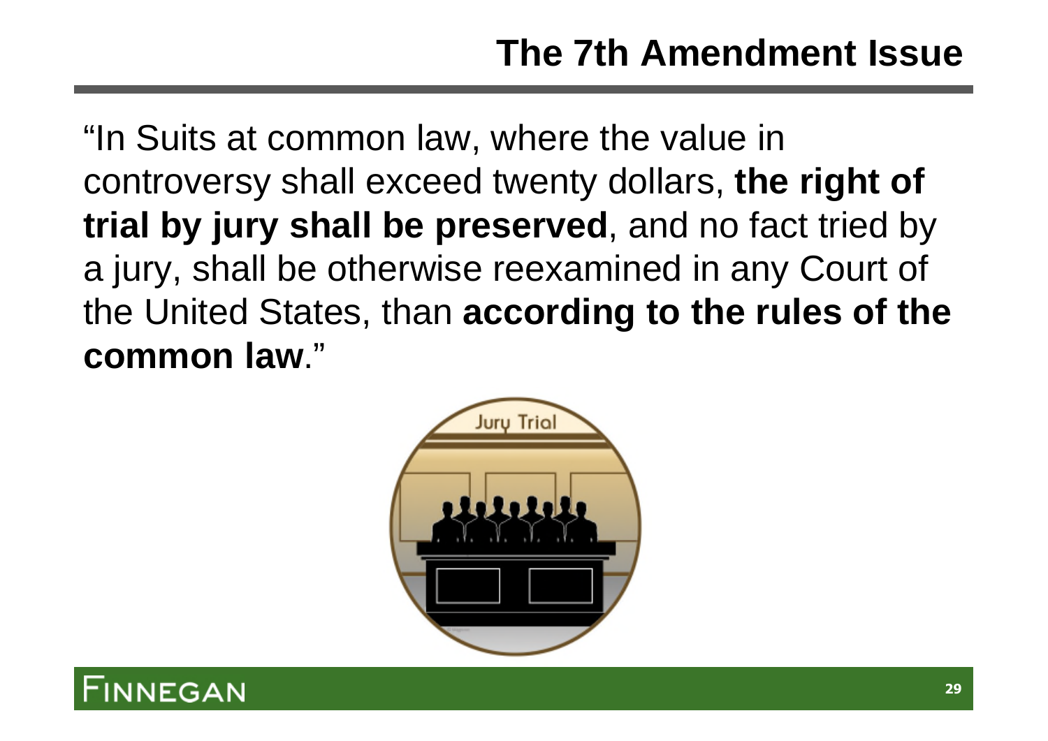# The 7th Amendment Issue

"In Suits at common law, where the value in controversy shall exceed twenty dollars, **the right of trial by jury shall be preserved**, and no fact tried by a jury, shall be otherwise reexamined in any Court of the United States, than **according to the rules of the common law**."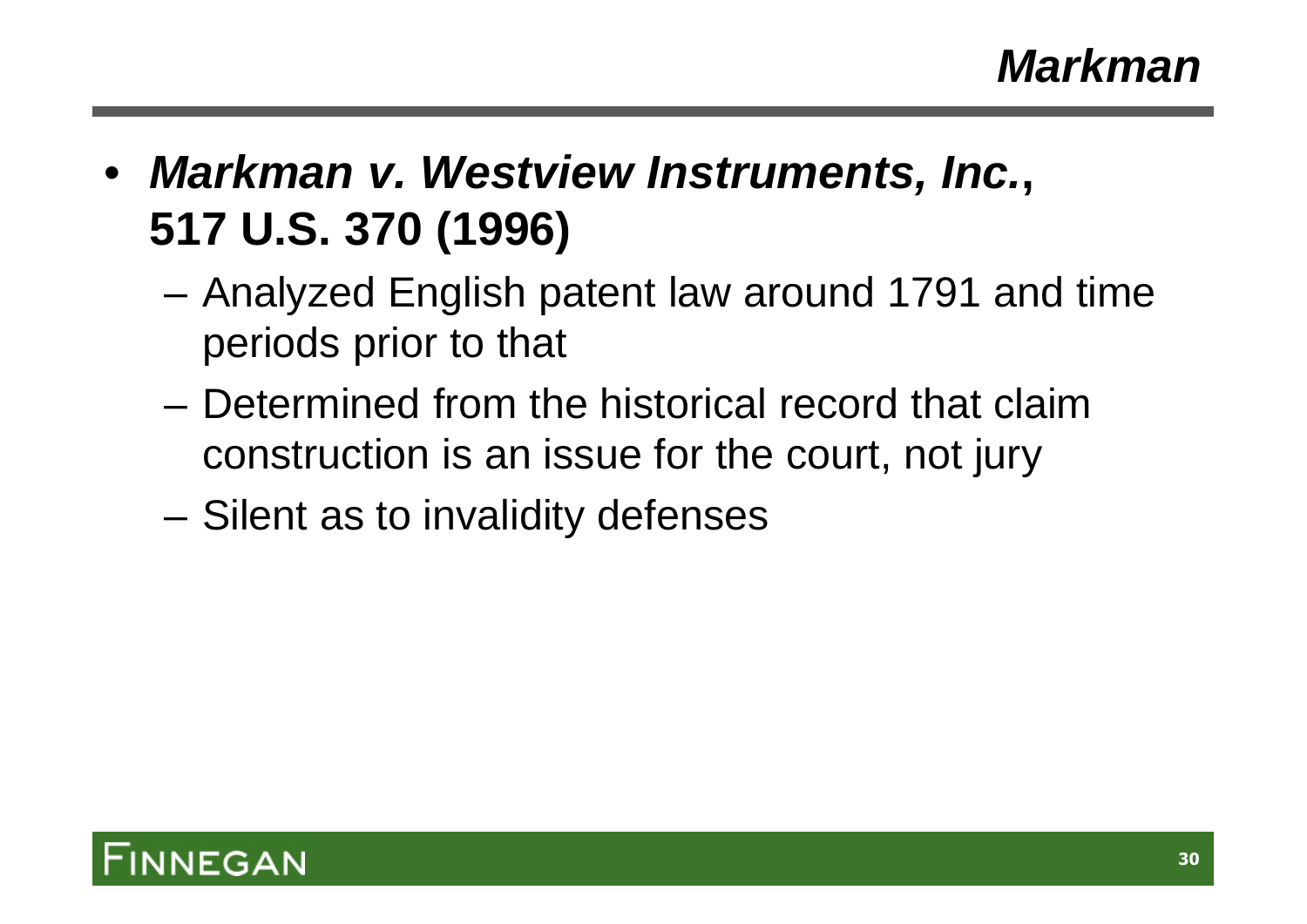# *Markman*

- ***Markman v. Westview Instruments, Inc.*, 517 U.S. 370 (1996)**
  - Analyzed English patent law around 1791 and time periods prior to that
  - Determined from the historical record that claim construction is an issue for the court, not jury
  - Silent as to invalidity defenses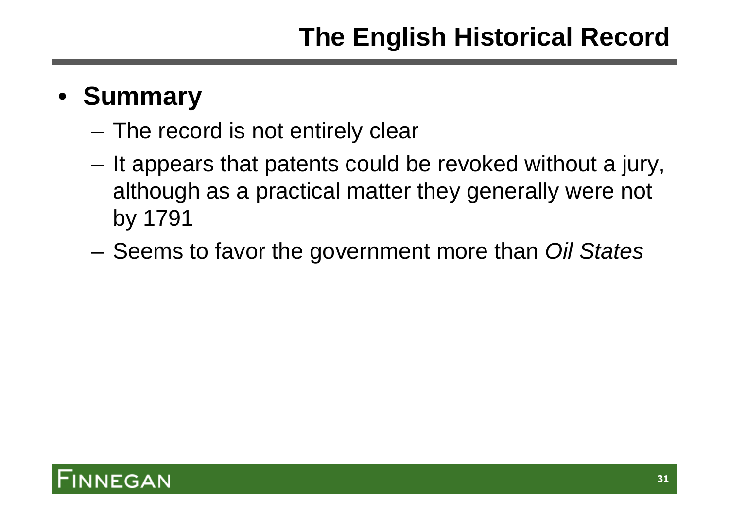# The English Historical Record

- **Summary**
  - The record is not entirely clear
  - It appears that patents could be revoked without a jury, although as a practical matter they generally were not by 1791
  - Seems to favor the government more than *Oil States*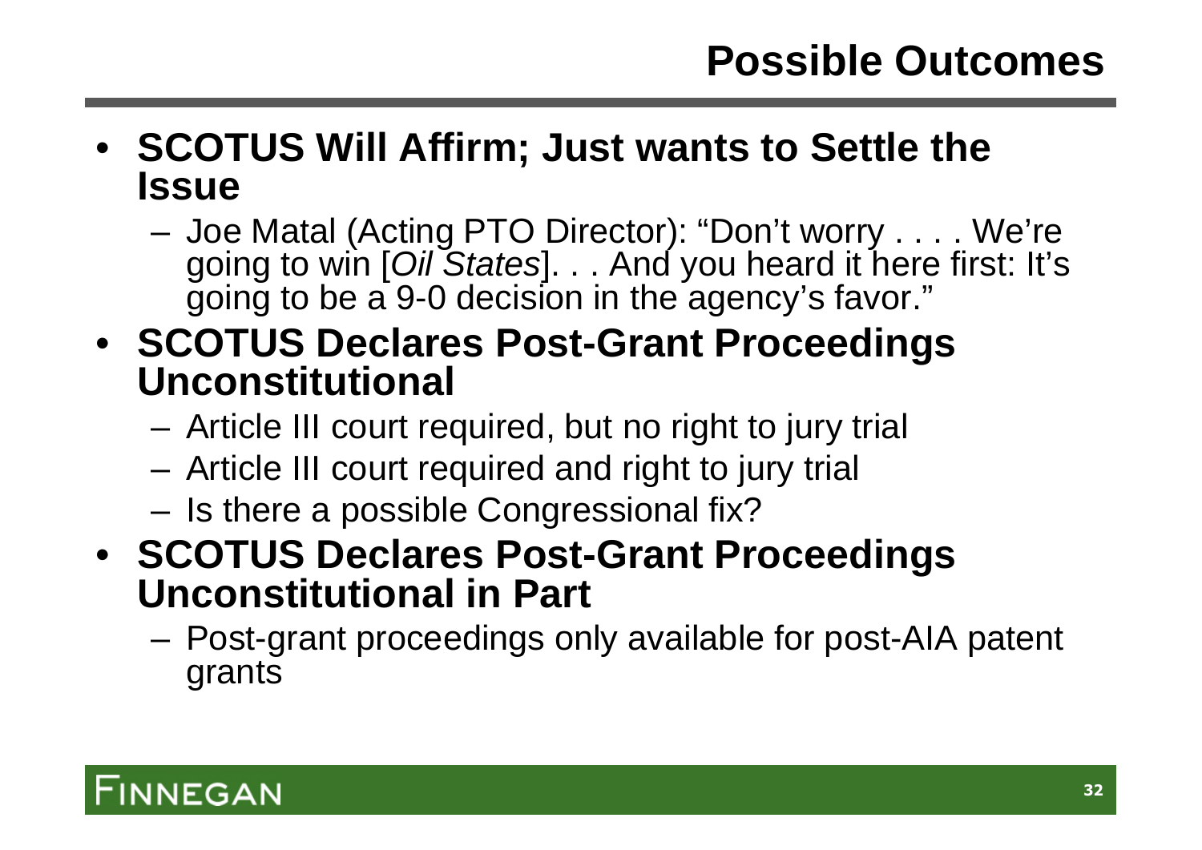# Possible Outcomes

- **SCOTUS Will Affirm; Just wants to Settle the Issue**
  - Joe Matal (Acting PTO Director): "Don't worry . . . . We're going to win [*Oil States*]. . . And you heard it here first: It's going to be a 9-0 decision in the agency's favor."
- **SCOTUS Declares Post-Grant Proceedings Unconstitutional**
  - Article III court required, but no right to jury trial
  - Article III court required and right to jury trial
  - Is there a possible Congressional fix?
- **SCOTUS Declares Post-Grant Proceedings Unconstitutional in Part**
  - Post-grant proceedings only available for post-AIA patent grants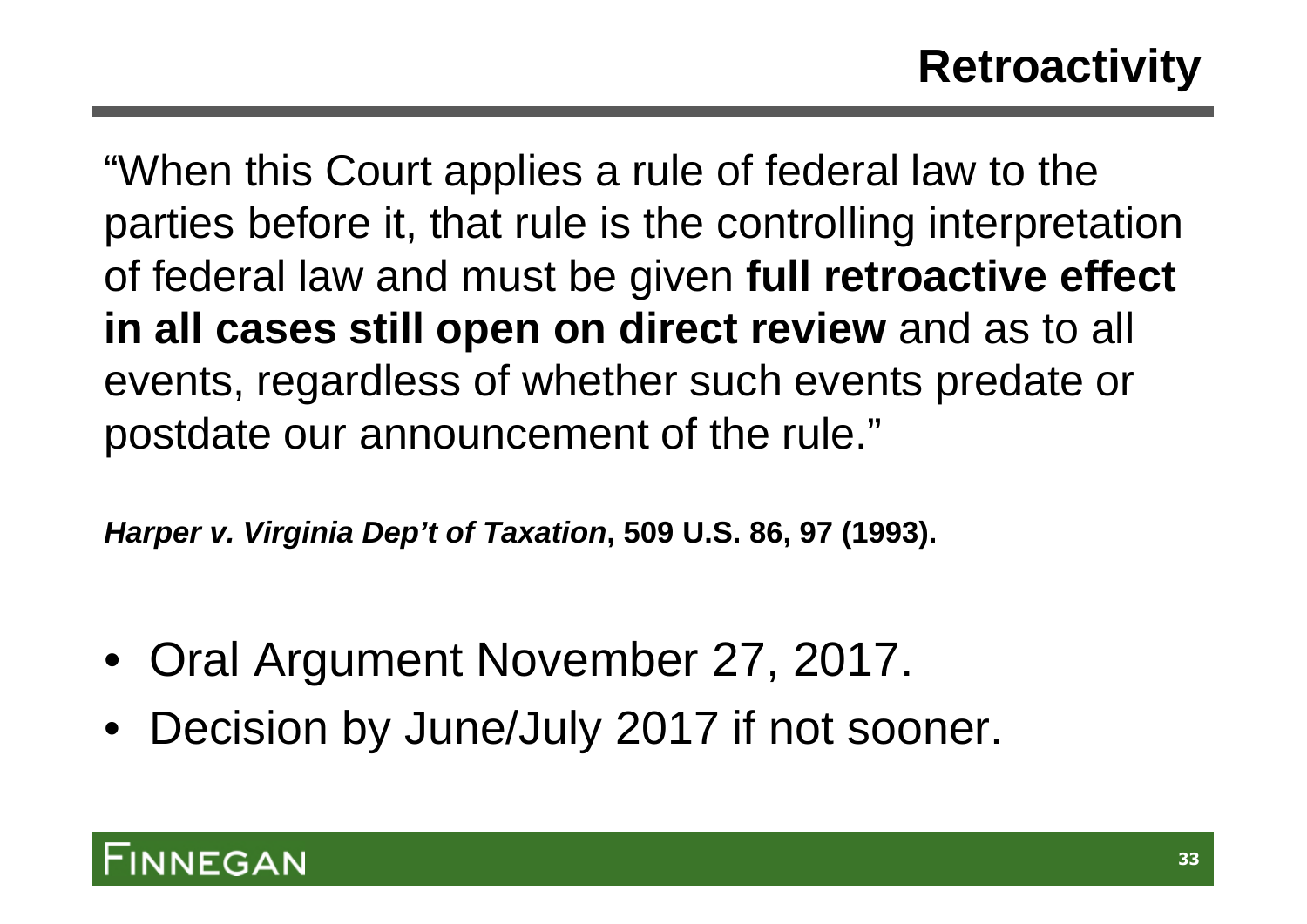# Retroactivity

"When this Court applies a rule of federal law to the parties before it, that rule is the controlling interpretation of federal law and must be given **full retroactive effect in all cases still open on direct review** and as to all events, regardless of whether such events predate or postdate our announcement of the rule."

***Harper v. Virginia Dep't of Taxation*, 509 U.S. 86, 97 (1993).**

- Oral Argument November 27, 2017.
- Decision by June/July 2017 if not sooner.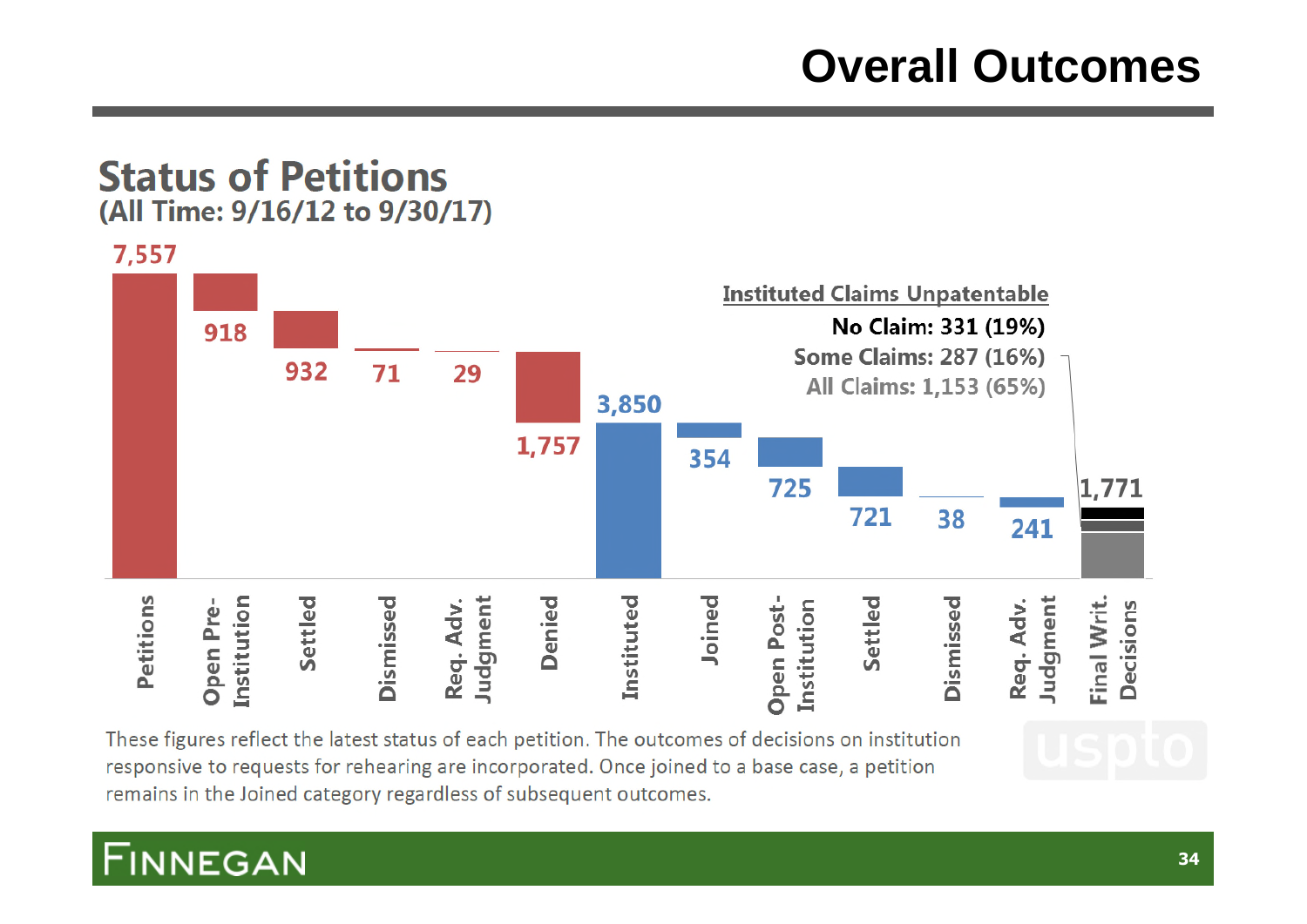# Overall Outcomes

## Status of Petitions

**(All Time: 9/16/12 to 9/30/17)**

| Category | Count |
|---|---|
| Petitions | 7,557 |
| Open Pre-Institution | 918 |
| Settled | 932 |
| Dismissed | 71 |
| Req. Adv. Judgment | 29 |
| Denied | 1,757 |
| Instituted | 3,850 |
| Joined | 354 |
| Open Post-Institution | 725 |
| Settled | 721 |
| Dismissed | 38 |
| Req. Adv. Judgment | 241 |
| Final Writ. Decisions | 1,771 |

**Instituted Claims Unpatentable**

- **No Claim: 331 (19%)**
- **Some Claims: 287 (16%)**
- **All Claims: 1,153 (65%)**

These figures reflect the latest status of each petition. The outcomes of decisions on institution responsive to requests for rehearing are incorporated. Once joined to a base case, a petition remains in the Joined category regardless of subsequent outcomes.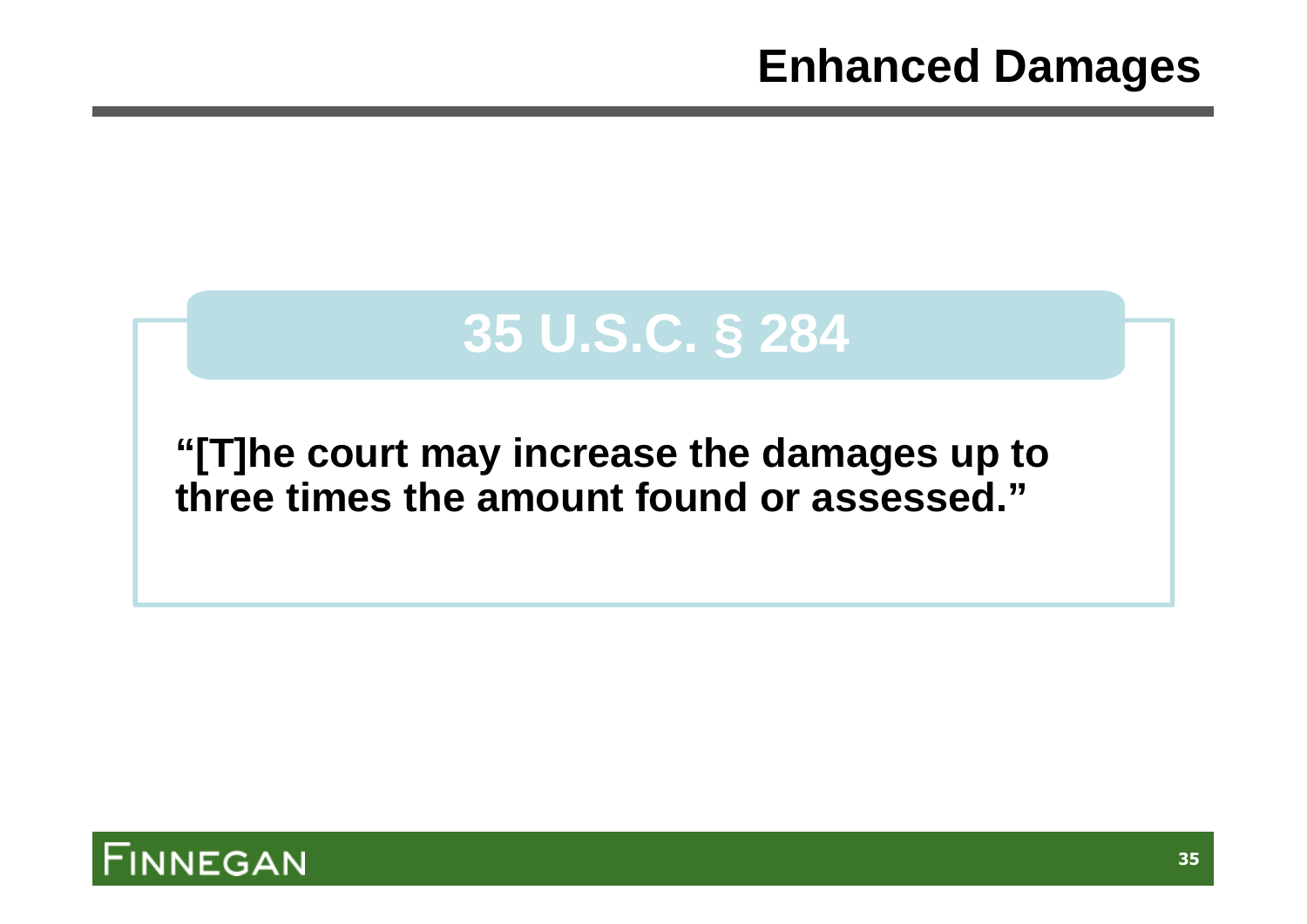# Enhanced Damages

## 35 U.S.C. § 284

**"[T]he court may increase the damages up to three times the amount found or assessed."**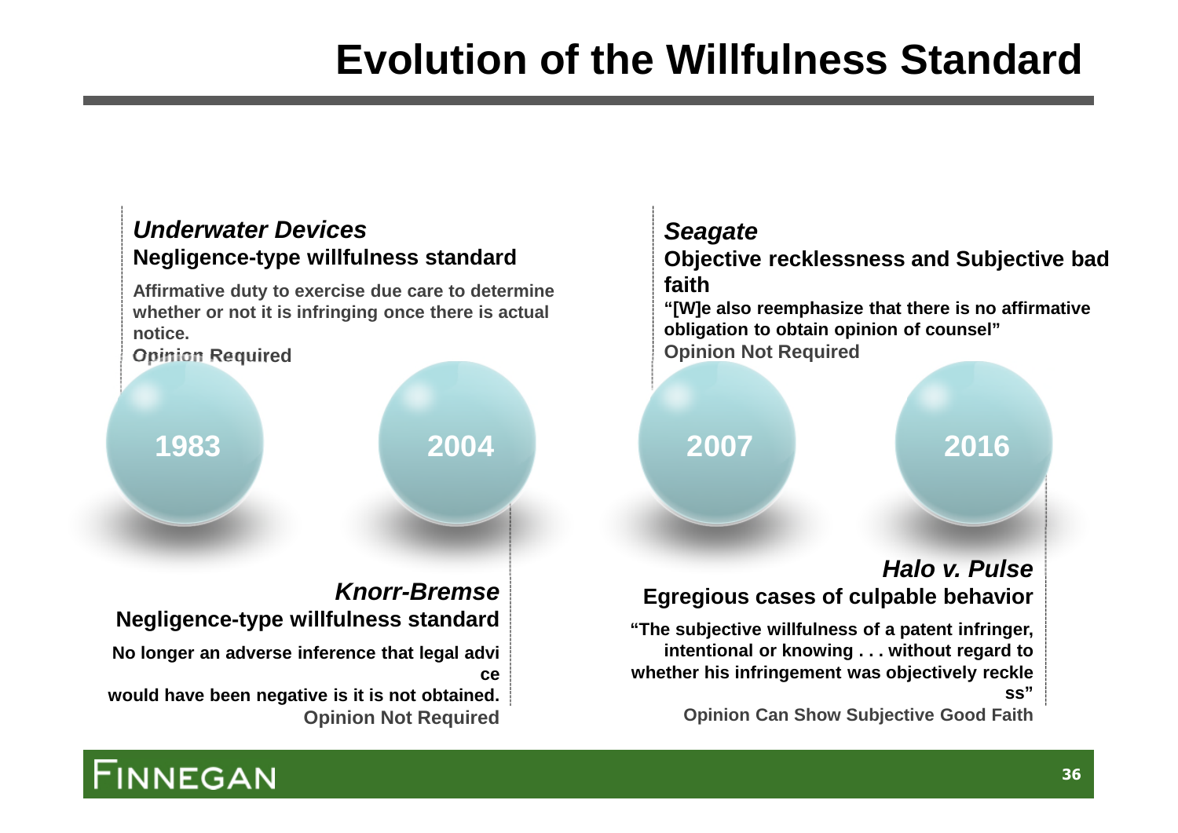# Evolution of the Willfulness Standard

## 1983

***Underwater Devices***

**Negligence-type willfulness standard**

**Affirmative duty to exercise due care to determine whether or not it is infringing once there is actual notice.**

**Opinion Required**

## 2004

***Knorr-Bremse***

**Negligence-type willfulness standard**

**No longer an adverse inference that legal advice would have been negative is it is not obtained.**

**Opinion Not Required**

## 2007

***Seagate***

**Objective recklessness and Subjective bad faith**

**"[W]e also reemphasize that there is no affirmative obligation to obtain opinion of counsel"**

**Opinion Not Required**

## 2016

***Halo v. Pulse***

**Egregious cases of culpable behavior**

**"The subjective willfulness of a patent infringer, intentional or knowing . . . without regard to whether his infringement was objectively reckless"**

**Opinion Can Show Subjective Good Faith**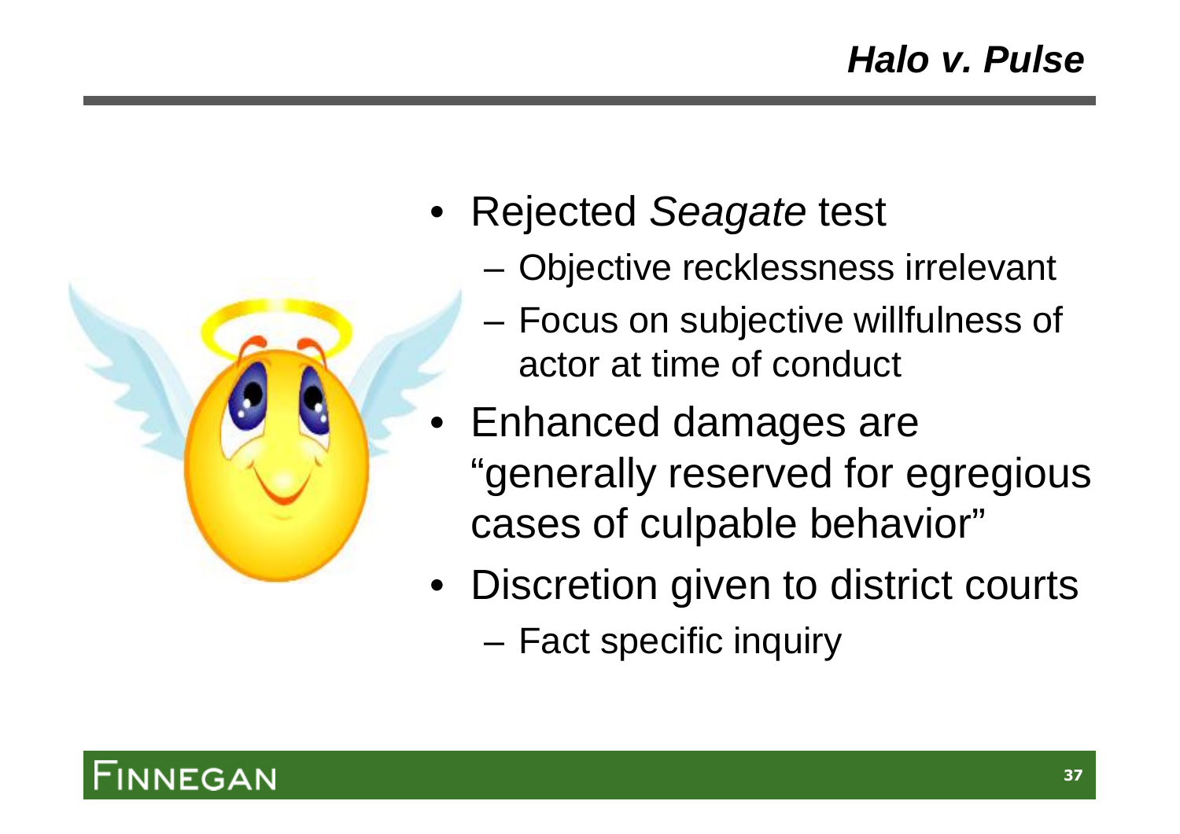## *Halo v. Pulse*

- Rejected *Seagate* test
  - Objective recklessness irrelevant
  - Focus on subjective willfulness of actor at time of conduct
- Enhanced damages are "generally reserved for egregious cases of culpable behavior"
- Discretion given to district courts
  - Fact specific inquiry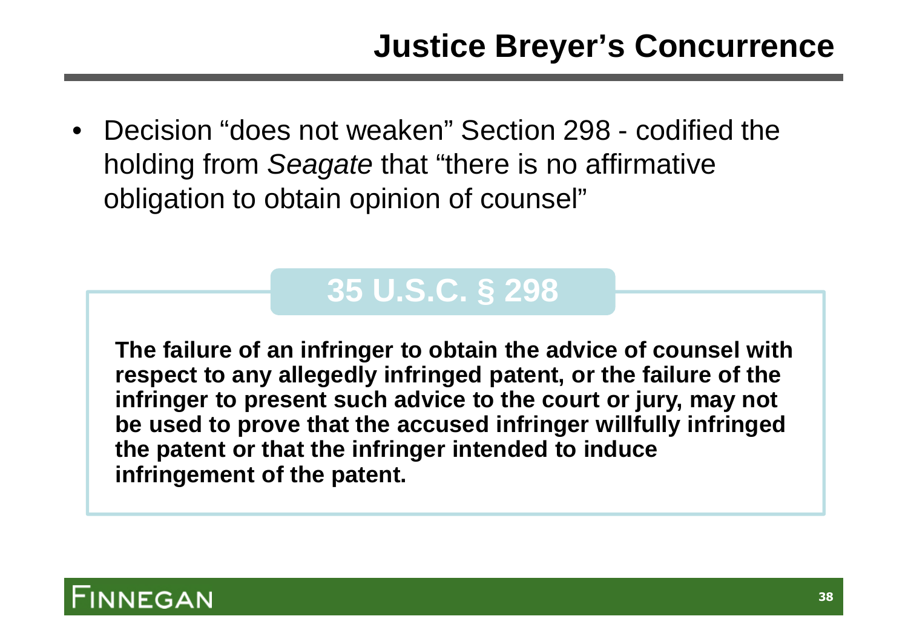# Justice Breyer's Concurrence

- Decision "does not weaken" Section 298 - codified the holding from *Seagate* that "there is no affirmative obligation to obtain opinion of counsel"

## 35 U.S.C. § 298

**The failure of an infringer to obtain the advice of counsel with respect to any allegedly infringed patent, or the failure of the infringer to present such advice to the court or jury, may not be used to prove that the accused infringer willfully infringed the patent or that the infringer intended to induce infringement of the patent.**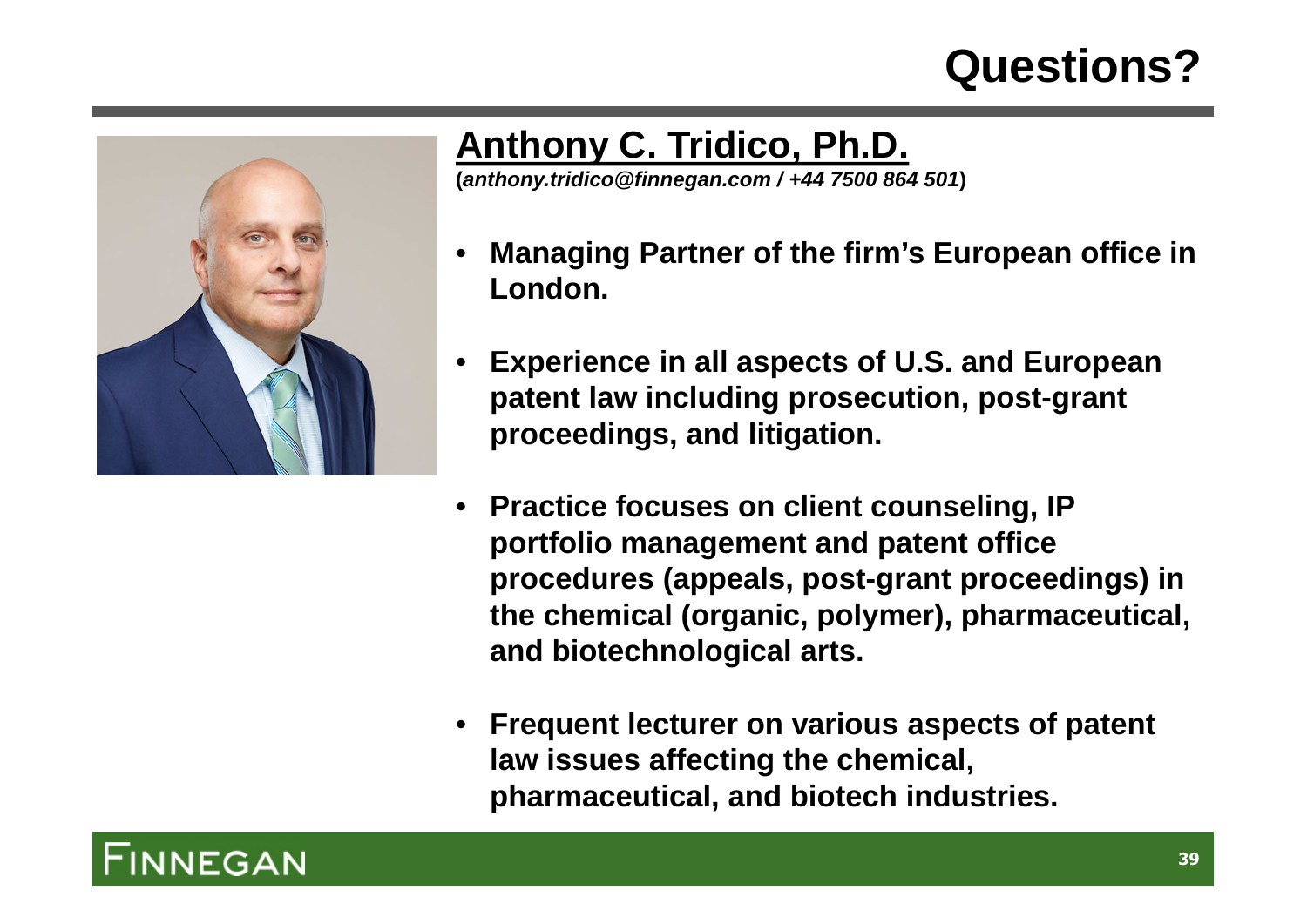# Questions?

## Anthony C. Tridico, Ph.D.

(*anthony.tridico@finnegan.com / +44 7500 864 501*)

- **Managing Partner of the firm's European office in London.**
- **Experience in all aspects of U.S. and European patent law including prosecution, post-grant proceedings, and litigation.**
- **Practice focuses on client counseling, IP portfolio management and patent office procedures (appeals, post-grant proceedings) in the chemical (organic, polymer), pharmaceutical, and biotechnological arts.**
- **Frequent lecturer on various aspects of patent law issues affecting the chemical, pharmaceutical, and biotech industries.**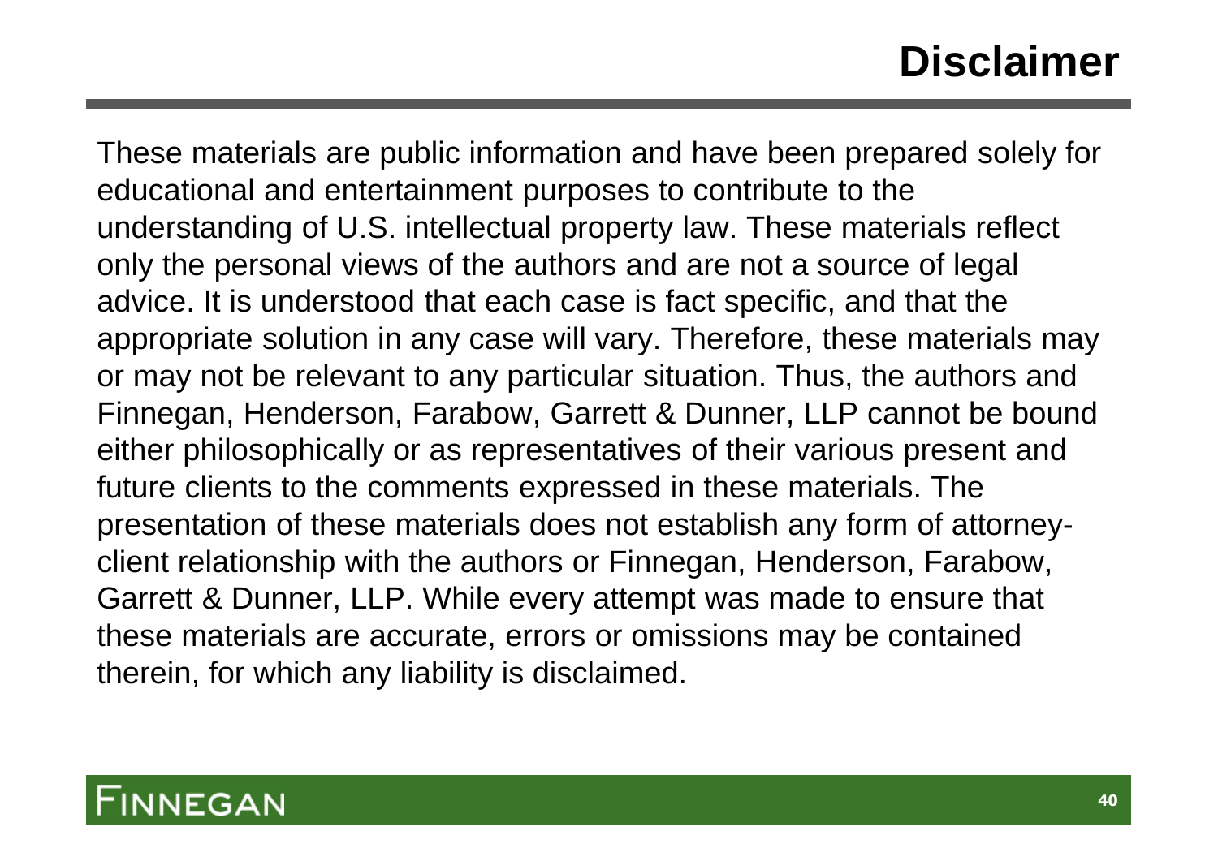# Disclaimer

These materials are public information and have been prepared solely for educational and entertainment purposes to contribute to the understanding of U.S. intellectual property law. These materials reflect only the personal views of the authors and are not a source of legal advice. It is understood that each case is fact specific, and that the appropriate solution in any case will vary. Therefore, these materials may or may not be relevant to any particular situation. Thus, the authors and Finnegan, Henderson, Farabow, Garrett & Dunner, LLP cannot be bound either philosophically or as representatives of their various present and future clients to the comments expressed in these materials. The presentation of these materials does not establish any form of attorney-client relationship with the authors or Finnegan, Henderson, Farabow, Garrett & Dunner, LLP. While every attempt was made to ensure that these materials are accurate, errors or omissions may be contained therein, for which any liability is disclaimed.